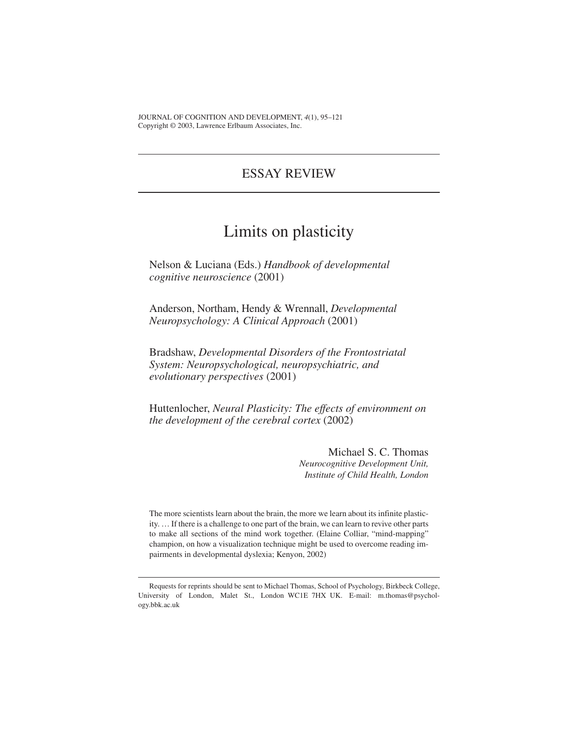## ESSAY REVIEW

# Limits on plasticity

Nelson & Luciana (Eds.) *Handbook of developmental cognitive neuroscience* (2001)

Anderson, Northam, Hendy & Wrennall, *Developmental Neuropsychology: A Clinical Approach* (2001)

Bradshaw, *Developmental Disorders of the Frontostriatal System: Neuropsychological, neuropsychiatric, and evolutionary perspectives* (2001)

Huttenlocher, *Neural Plasticity: The effects of environment on the development of the cerebral cortex* (2002)

Michael S. C. Thomas
*Neurocognitive Development Unit, Institute of Child Health, London*

> The more scientists learn about the brain, the more we learn about its infinite plasticity. … If there is a challenge to one part of the brain, we can learn to revive other parts to make all sections of the mind work together. (Elaine Colliar, "mind-mapping" champion, on how a visualization technique might be used to overcome reading impairments in developmental dyslexia; Kenyon, 2002)

---

Requests for reprints should be sent to Michael Thomas, School of Psychology, Birkbeck College, University of London, Malet St., London WC1E 7HX UK. E-mail: m.thomas@psychology.bbk.ac.uk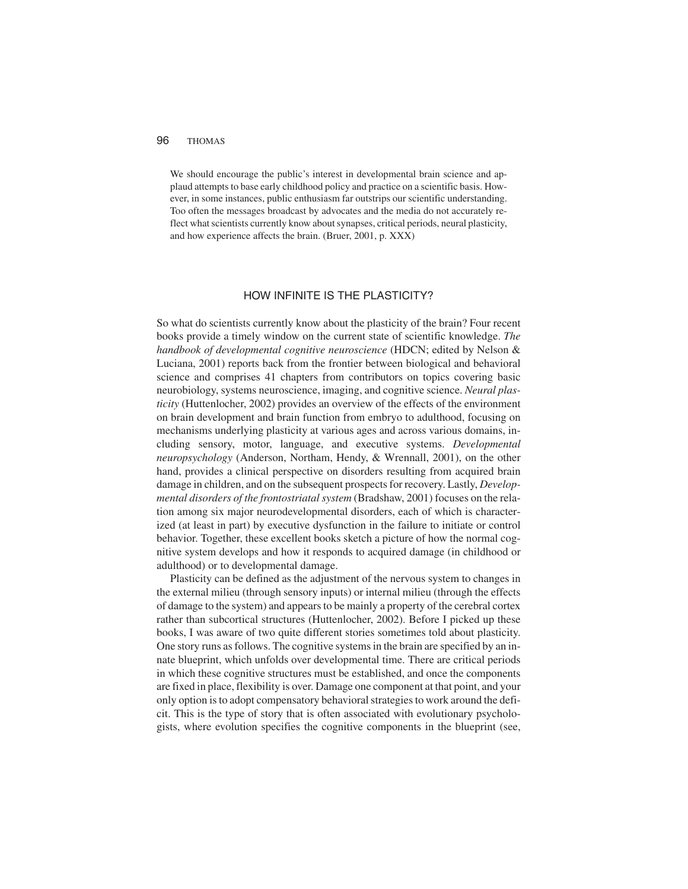> We should encourage the public's interest in developmental brain science and applaud attempts to base early childhood policy and practice on a scientific basis. However, in some instances, public enthusiasm far outstrips our scientific understanding. Too often the messages broadcast by advocates and the media do not accurately reflect what scientists currently know about synapses, critical periods, neural plasticity, and how experience affects the brain. (Bruer, 2001, p. XXX)

## HOW INFINITE IS THE PLASTICITY?

So what do scientists currently know about the plasticity of the brain? Four recent books provide a timely window on the current state of scientific knowledge. *The handbook of developmental cognitive neuroscience* (HDCN; edited by Nelson & Luciana, 2001) reports back from the frontier between biological and behavioral science and comprises 41 chapters from contributors on topics covering basic neurobiology, systems neuroscience, imaging, and cognitive science. *Neural plasticity* (Huttenlocher, 2002) provides an overview of the effects of the environment on brain development and brain function from embryo to adulthood, focusing on mechanisms underlying plasticity at various ages and across various domains, including sensory, motor, language, and executive systems. *Developmental neuropsychology* (Anderson, Northam, Hendy, & Wrennall, 2001), on the other hand, provides a clinical perspective on disorders resulting from acquired brain damage in children, and on the subsequent prospects for recovery. Lastly, *Developmental disorders of the frontostriatal system* (Bradshaw, 2001) focuses on the relation among six major neurodevelopmental disorders, each of which is characterized (at least in part) by executive dysfunction in the failure to initiate or control behavior. Together, these excellent books sketch a picture of how the normal cognitive system develops and how it responds to acquired damage (in childhood or adulthood) or to developmental damage.

Plasticity can be defined as the adjustment of the nervous system to changes in the external milieu (through sensory inputs) or internal milieu (through the effects of damage to the system) and appears to be mainly a property of the cerebral cortex rather than subcortical structures (Huttenlocher, 2002). Before I picked up these books, I was aware of two quite different stories sometimes told about plasticity. One story runs as follows. The cognitive systems in the brain are specified by an innate blueprint, which unfolds over developmental time. There are critical periods in which these cognitive structures must be established, and once the components are fixed in place, flexibility is over. Damage one component at that point, and your only option is to adopt compensatory behavioral strategies to work around the deficit. This is the type of story that is often associated with evolutionary psychologists, where evolution specifies the cognitive components in the blueprint (see,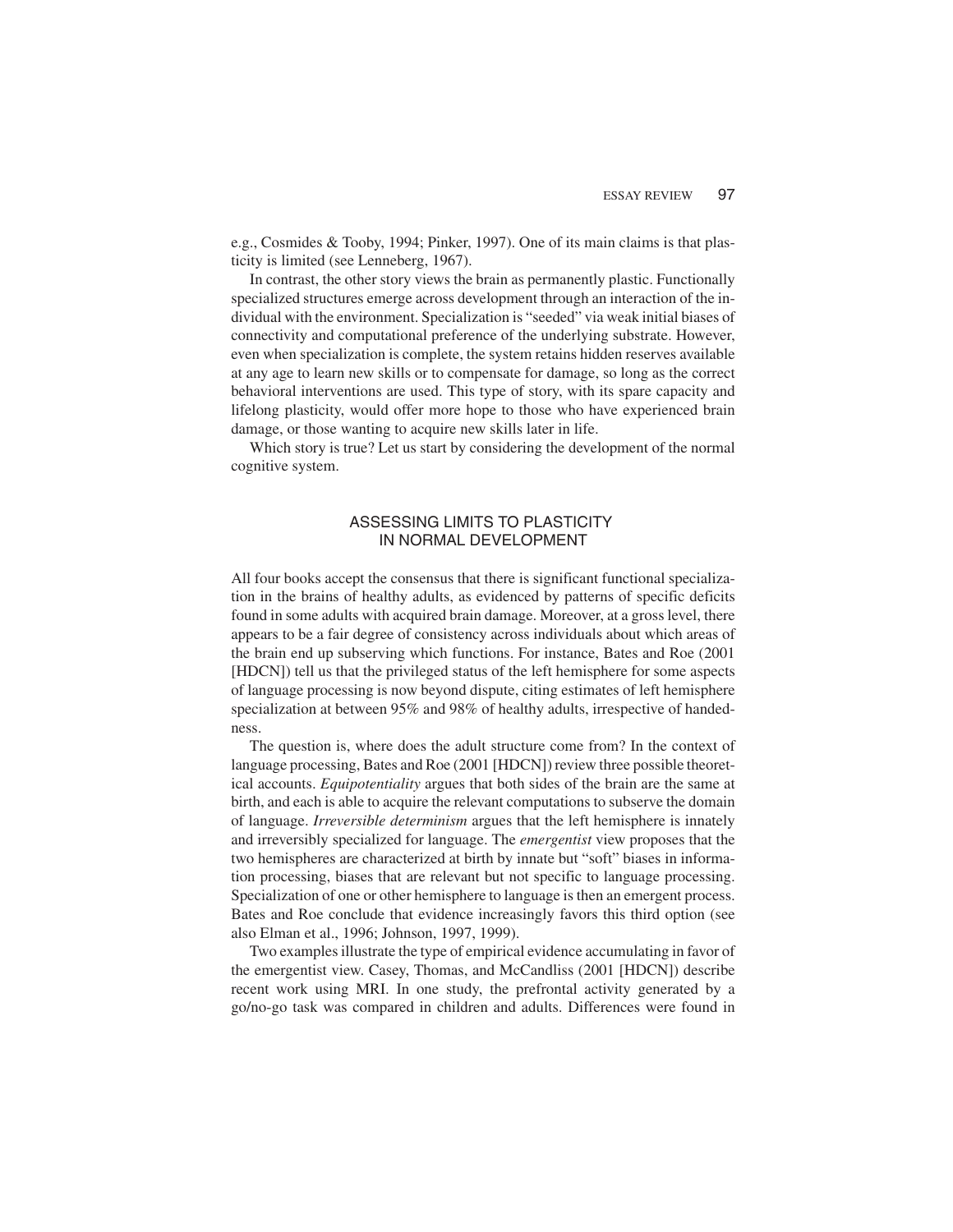e.g., Cosmides & Tooby, 1994; Pinker, 1997). One of its main claims is that plasticity is limited (see Lenneberg, 1967).

In contrast, the other story views the brain as permanently plastic. Functionally specialized structures emerge across development through an interaction of the individual with the environment. Specialization is "seeded" via weak initial biases of connectivity and computational preference of the underlying substrate. However, even when specialization is complete, the system retains hidden reserves available at any age to learn new skills or to compensate for damage, so long as the correct behavioral interventions are used. This type of story, with its spare capacity and lifelong plasticity, would offer more hope to those who have experienced brain damage, or those wanting to acquire new skills later in life.

Which story is true? Let us start by considering the development of the normal cognitive system.

## ASSESSING LIMITS TO PLASTICITY IN NORMAL DEVELOPMENT

All four books accept the consensus that there is significant functional specialization in the brains of healthy adults, as evidenced by patterns of specific deficits found in some adults with acquired brain damage. Moreover, at a gross level, there appears to be a fair degree of consistency across individuals about which areas of the brain end up subserving which functions. For instance, Bates and Roe (2001 [HDCN]) tell us that the privileged status of the left hemisphere for some aspects of language processing is now beyond dispute, citing estimates of left hemisphere specialization at between 95% and 98% of healthy adults, irrespective of handedness.

The question is, where does the adult structure come from? In the context of language processing, Bates and Roe (2001 [HDCN]) review three possible theoretical accounts. *Equipotentiality* argues that both sides of the brain are the same at birth, and each is able to acquire the relevant computations to subserve the domain of language. *Irreversible determinism* argues that the left hemisphere is innately and irreversibly specialized for language. The *emergentist* view proposes that the two hemispheres are characterized at birth by innate but "soft" biases in information processing, biases that are relevant but not specific to language processing. Specialization of one or other hemisphere to language is then an emergent process. Bates and Roe conclude that evidence increasingly favors this third option (see also Elman et al., 1996; Johnson, 1997, 1999).

Two examples illustrate the type of empirical evidence accumulating in favor of the emergentist view. Casey, Thomas, and McCandliss (2001 [HDCN]) describe recent work using MRI. In one study, the prefrontal activity generated by a go/no-go task was compared in children and adults. Differences were found in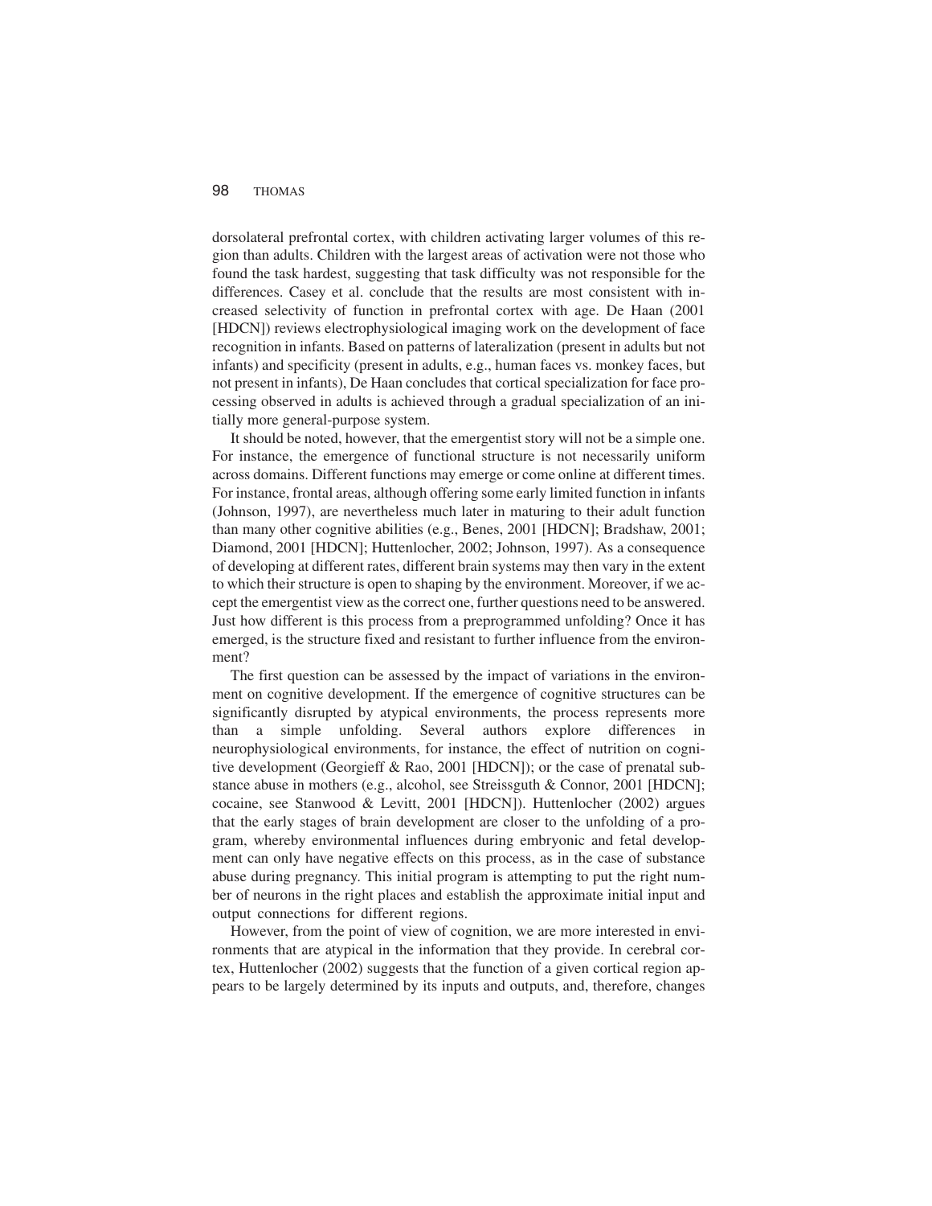dorsolateral prefrontal cortex, with children activating larger volumes of this region than adults. Children with the largest areas of activation were not those who found the task hardest, suggesting that task difficulty was not responsible for the differences. Casey et al. conclude that the results are most consistent with increased selectivity of function in prefrontal cortex with age. De Haan (2001 [HDCN]) reviews electrophysiological imaging work on the development of face recognition in infants. Based on patterns of lateralization (present in adults but not infants) and specificity (present in adults, e.g., human faces vs. monkey faces, but not present in infants), De Haan concludes that cortical specialization for face processing observed in adults is achieved through a gradual specialization of an initially more general-purpose system.

It should be noted, however, that the emergentist story will not be a simple one. For instance, the emergence of functional structure is not necessarily uniform across domains. Different functions may emerge or come online at different times. For instance, frontal areas, although offering some early limited function in infants (Johnson, 1997), are nevertheless much later in maturing to their adult function than many other cognitive abilities (e.g., Benes, 2001 [HDCN]; Bradshaw, 2001; Diamond, 2001 [HDCN]; Huttenlocher, 2002; Johnson, 1997). As a consequence of developing at different rates, different brain systems may then vary in the extent to which their structure is open to shaping by the environment. Moreover, if we accept the emergentist view as the correct one, further questions need to be answered. Just how different is this process from a preprogrammed unfolding? Once it has emerged, is the structure fixed and resistant to further influence from the environment?

The first question can be assessed by the impact of variations in the environment on cognitive development. If the emergence of cognitive structures can be significantly disrupted by atypical environments, the process represents more than a simple unfolding. Several authors explore differences in neurophysiological environments, for instance, the effect of nutrition on cognitive development (Georgieff & Rao, 2001 [HDCN]); or the case of prenatal substance abuse in mothers (e.g., alcohol, see Streissguth & Connor, 2001 [HDCN]; cocaine, see Stanwood & Levitt, 2001 [HDCN]). Huttenlocher (2002) argues that the early stages of brain development are closer to the unfolding of a program, whereby environmental influences during embryonic and fetal development can only have negative effects on this process, as in the case of substance abuse during pregnancy. This initial program is attempting to put the right number of neurons in the right places and establish the approximate initial input and output connections for different regions.

However, from the point of view of cognition, we are more interested in environments that are atypical in the information that they provide. In cerebral cortex, Huttenlocher (2002) suggests that the function of a given cortical region appears to be largely determined by its inputs and outputs, and, therefore, changes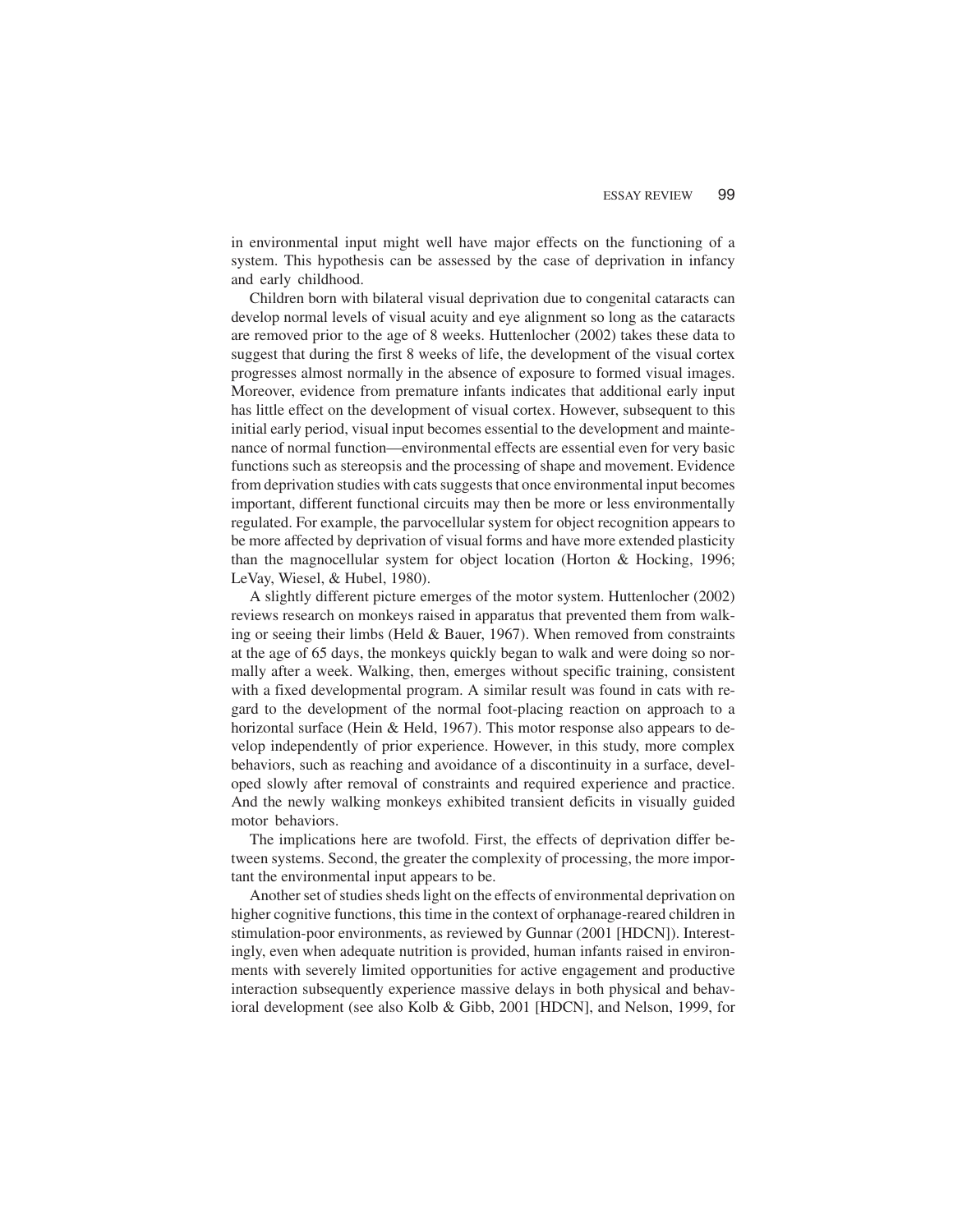in environmental input might well have major effects on the functioning of a system. This hypothesis can be assessed by the case of deprivation in infancy and early childhood.

Children born with bilateral visual deprivation due to congenital cataracts can develop normal levels of visual acuity and eye alignment so long as the cataracts are removed prior to the age of 8 weeks. Huttenlocher (2002) takes these data to suggest that during the first 8 weeks of life, the development of the visual cortex progresses almost normally in the absence of exposure to formed visual images. Moreover, evidence from premature infants indicates that additional early input has little effect on the development of visual cortex. However, subsequent to this initial early period, visual input becomes essential to the development and maintenance of normal function—environmental effects are essential even for very basic functions such as stereopsis and the processing of shape and movement. Evidence from deprivation studies with cats suggests that once environmental input becomes important, different functional circuits may then be more or less environmentally regulated. For example, the parvocellular system for object recognition appears to be more affected by deprivation of visual forms and have more extended plasticity than the magnocellular system for object location (Horton & Hocking, 1996; LeVay, Wiesel, & Hubel, 1980).

A slightly different picture emerges of the motor system. Huttenlocher (2002) reviews research on monkeys raised in apparatus that prevented them from walking or seeing their limbs (Held & Bauer, 1967). When removed from constraints at the age of 65 days, the monkeys quickly began to walk and were doing so normally after a week. Walking, then, emerges without specific training, consistent with a fixed developmental program. A similar result was found in cats with regard to the development of the normal foot-placing reaction on approach to a horizontal surface (Hein & Held, 1967). This motor response also appears to develop independently of prior experience. However, in this study, more complex behaviors, such as reaching and avoidance of a discontinuity in a surface, developed slowly after removal of constraints and required experience and practice. And the newly walking monkeys exhibited transient deficits in visually guided motor behaviors.

The implications here are twofold. First, the effects of deprivation differ between systems. Second, the greater the complexity of processing, the more important the environmental input appears to be.

Another set of studies sheds light on the effects of environmental deprivation on higher cognitive functions, this time in the context of orphanage-reared children in stimulation-poor environments, as reviewed by Gunnar (2001 [HDCN]). Interestingly, even when adequate nutrition is provided, human infants raised in environments with severely limited opportunities for active engagement and productive interaction subsequently experience massive delays in both physical and behavioral development (see also Kolb & Gibb, 2001 [HDCN], and Nelson, 1999, for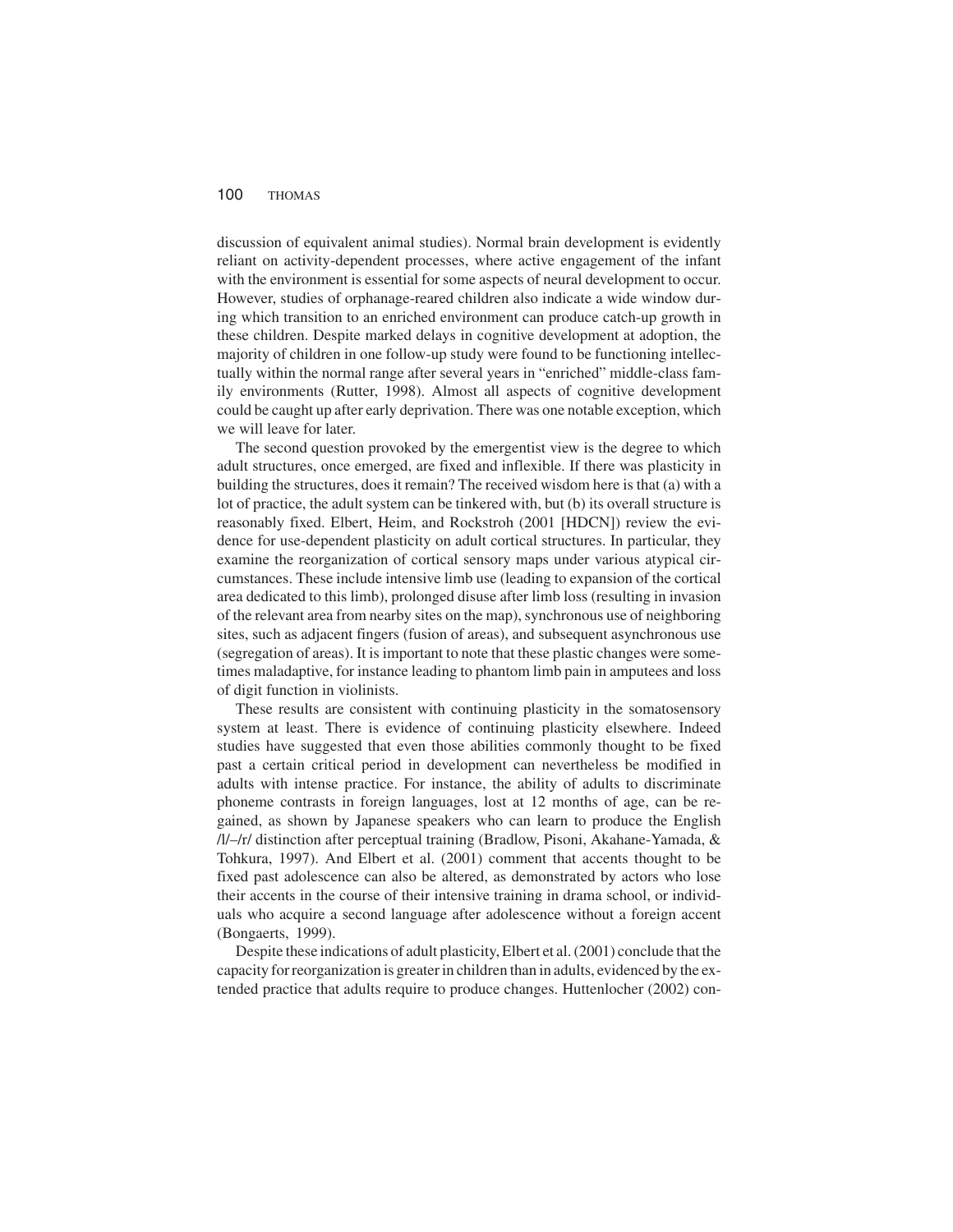discussion of equivalent animal studies). Normal brain development is evidently reliant on activity-dependent processes, where active engagement of the infant with the environment is essential for some aspects of neural development to occur. However, studies of orphanage-reared children also indicate a wide window during which transition to an enriched environment can produce catch-up growth in these children. Despite marked delays in cognitive development at adoption, the majority of children in one follow-up study were found to be functioning intellectually within the normal range after several years in "enriched" middle-class family environments (Rutter, 1998). Almost all aspects of cognitive development could be caught up after early deprivation. There was one notable exception, which we will leave for later.

The second question provoked by the emergentist view is the degree to which adult structures, once emerged, are fixed and inflexible. If there was plasticity in building the structures, does it remain? The received wisdom here is that (a) with a lot of practice, the adult system can be tinkered with, but (b) its overall structure is reasonably fixed. Elbert, Heim, and Rockstroh (2001 [HDCN]) review the evidence for use-dependent plasticity on adult cortical structures. In particular, they examine the reorganization of cortical sensory maps under various atypical circumstances. These include intensive limb use (leading to expansion of the cortical area dedicated to this limb), prolonged disuse after limb loss (resulting in invasion of the relevant area from nearby sites on the map), synchronous use of neighboring sites, such as adjacent fingers (fusion of areas), and subsequent asynchronous use (segregation of areas). It is important to note that these plastic changes were sometimes maladaptive, for instance leading to phantom limb pain in amputees and loss of digit function in violinists.

These results are consistent with continuing plasticity in the somatosensory system at least. There is evidence of continuing plasticity elsewhere. Indeed studies have suggested that even those abilities commonly thought to be fixed past a certain critical period in development can nevertheless be modified in adults with intense practice. For instance, the ability of adults to discriminate phoneme contrasts in foreign languages, lost at 12 months of age, can be regained, as shown by Japanese speakers who can learn to produce the English /l/–/r/ distinction after perceptual training (Bradlow, Pisoni, Akahane-Yamada, & Tohkura, 1997). And Elbert et al. (2001) comment that accents thought to be fixed past adolescence can also be altered, as demonstrated by actors who lose their accents in the course of their intensive training in drama school, or individuals who acquire a second language after adolescence without a foreign accent (Bongaerts, 1999).

Despite these indications of adult plasticity, Elbert et al. (2001) conclude that the capacity for reorganization is greater in children than in adults, evidenced by the extended practice that adults require to produce changes. Huttenlocher (2002) con-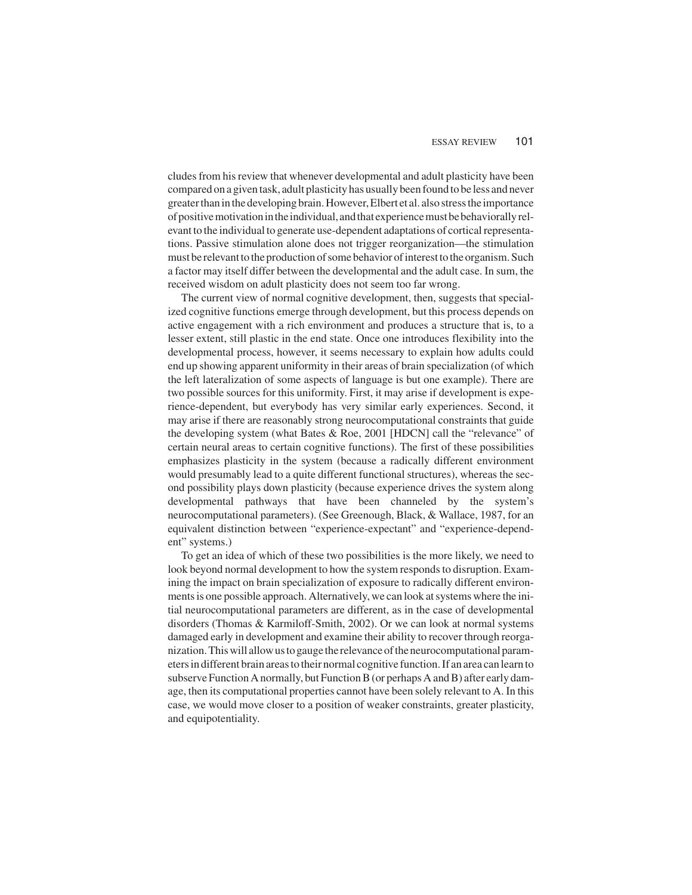cludes from his review that whenever developmental and adult plasticity have been compared on a given task, adult plasticity has usually been found to be less and never greater than in the developing brain. However, Elbert et al. also stress the importance of positive motivation in the individual, and that experience must be behaviorally relevant to the individual to generate use-dependent adaptations of cortical representations. Passive stimulation alone does not trigger reorganization—the stimulation must be relevant to the production of some behavior of interest to the organism. Such a factor may itself differ between the developmental and the adult case. In sum, the received wisdom on adult plasticity does not seem too far wrong.

The current view of normal cognitive development, then, suggests that specialized cognitive functions emerge through development, but this process depends on active engagement with a rich environment and produces a structure that is, to a lesser extent, still plastic in the end state. Once one introduces flexibility into the developmental process, however, it seems necessary to explain how adults could end up showing apparent uniformity in their areas of brain specialization (of which the left lateralization of some aspects of language is but one example). There are two possible sources for this uniformity. First, it may arise if development is experience-dependent, but everybody has very similar early experiences. Second, it may arise if there are reasonably strong neurocomputational constraints that guide the developing system (what Bates & Roe, 2001 [HDCN] call the "relevance" of certain neural areas to certain cognitive functions). The first of these possibilities emphasizes plasticity in the system (because a radically different environment would presumably lead to a quite different functional structures), whereas the second possibility plays down plasticity (because experience drives the system along developmental pathways that have been channeled by the system's neurocomputational parameters). (See Greenough, Black, & Wallace, 1987, for an equivalent distinction between "experience-expectant" and "experience-dependent" systems.)

To get an idea of which of these two possibilities is the more likely, we need to look beyond normal development to how the system responds to disruption. Examining the impact on brain specialization of exposure to radically different environments is one possible approach. Alternatively, we can look at systems where the initial neurocomputational parameters are different, as in the case of developmental disorders (Thomas & Karmiloff-Smith, 2002). Or we can look at normal systems damaged early in development and examine their ability to recover through reorganization. This will allow us to gauge the relevance of the neurocomputational parameters in different brain areas to their normal cognitive function. If an area can learn to subserve Function A normally, but Function B (or perhaps A and B) after early damage, then its computational properties cannot have been solely relevant to A. In this case, we would move closer to a position of weaker constraints, greater plasticity, and equipotentiality.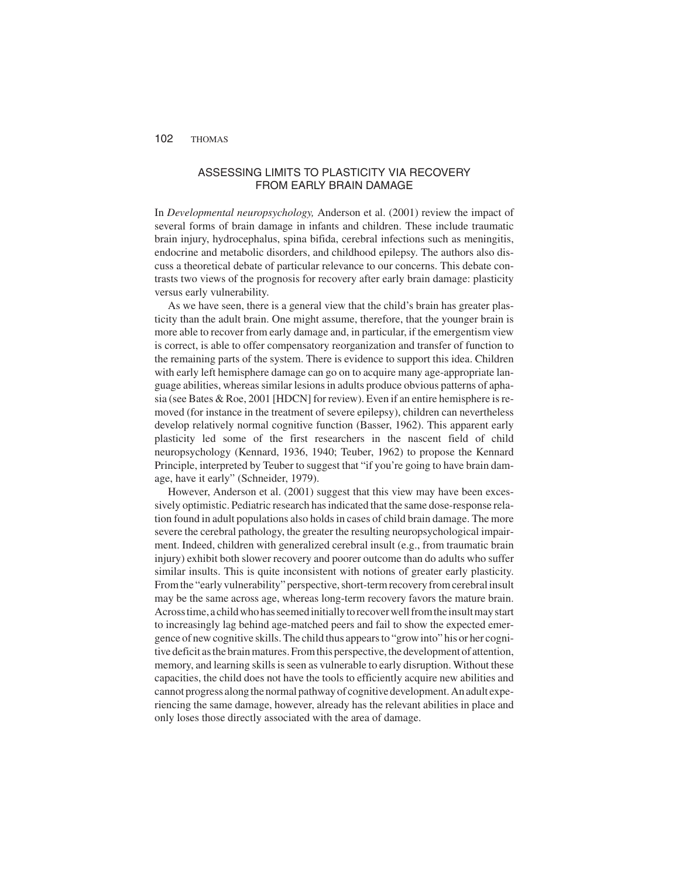## ASSESSING LIMITS TO PLASTICITY VIA RECOVERY FROM EARLY BRAIN DAMAGE

In *Developmental neuropsychology,* Anderson et al. (2001) review the impact of several forms of brain damage in infants and children. These include traumatic brain injury, hydrocephalus, spina bifida, cerebral infections such as meningitis, endocrine and metabolic disorders, and childhood epilepsy. The authors also discuss a theoretical debate of particular relevance to our concerns. This debate contrasts two views of the prognosis for recovery after early brain damage: plasticity versus early vulnerability.

As we have seen, there is a general view that the child's brain has greater plasticity than the adult brain. One might assume, therefore, that the younger brain is more able to recover from early damage and, in particular, if the emergentism view is correct, is able to offer compensatory reorganization and transfer of function to the remaining parts of the system. There is evidence to support this idea. Children with early left hemisphere damage can go on to acquire many age-appropriate language abilities, whereas similar lesions in adults produce obvious patterns of aphasia (see Bates & Roe, 2001 [HDCN] for review). Even if an entire hemisphere is removed (for instance in the treatment of severe epilepsy), children can nevertheless develop relatively normal cognitive function (Basser, 1962). This apparent early plasticity led some of the first researchers in the nascent field of child neuropsychology (Kennard, 1936, 1940; Teuber, 1962) to propose the Kennard Principle, interpreted by Teuber to suggest that "if you're going to have brain damage, have it early" (Schneider, 1979).

However, Anderson et al. (2001) suggest that this view may have been excessively optimistic. Pediatric research has indicated that the same dose-response relation found in adult populations also holds in cases of child brain damage. The more severe the cerebral pathology, the greater the resulting neuropsychological impairment. Indeed, children with generalized cerebral insult (e.g., from traumatic brain injury) exhibit both slower recovery and poorer outcome than do adults who suffer similar insults. This is quite inconsistent with notions of greater early plasticity. From the "early vulnerability" perspective, short-term recovery from cerebral insult may be the same across age, whereas long-term recovery favors the mature brain. Across time, a child who has seemed initially to recover well from the insult may start to increasingly lag behind age-matched peers and fail to show the expected emergence of new cognitive skills. The child thus appears to "grow into" his or her cognitive deficit as the brain matures. From this perspective, the development of attention, memory, and learning skills is seen as vulnerable to early disruption. Without these capacities, the child does not have the tools to efficiently acquire new abilities and cannot progress along the normal pathway of cognitive development. An adult experiencing the same damage, however, already has the relevant abilities in place and only loses those directly associated with the area of damage.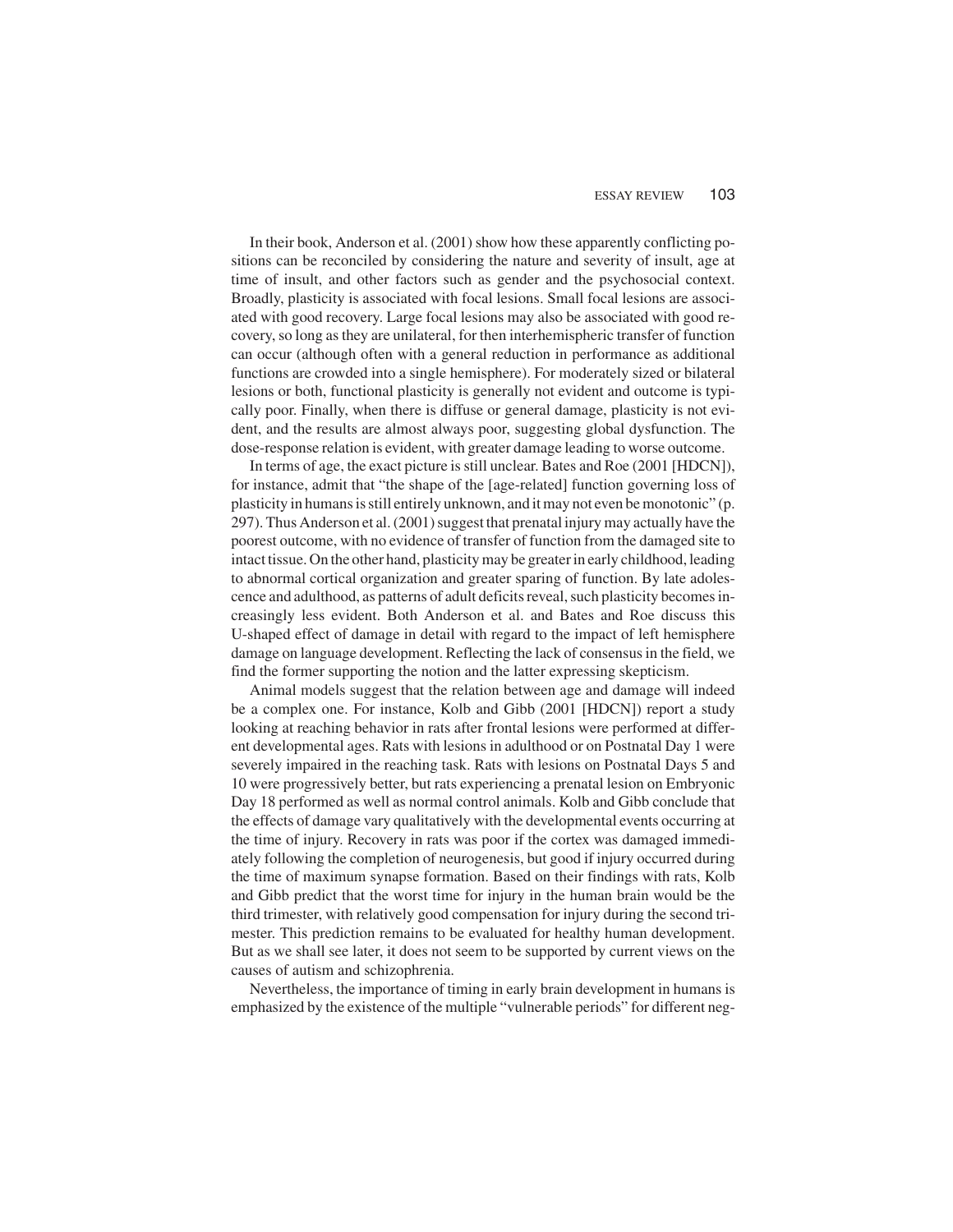In their book, Anderson et al. (2001) show how these apparently conflicting positions can be reconciled by considering the nature and severity of insult, age at time of insult, and other factors such as gender and the psychosocial context. Broadly, plasticity is associated with focal lesions. Small focal lesions are associated with good recovery. Large focal lesions may also be associated with good recovery, so long as they are unilateral, for then interhemispheric transfer of function can occur (although often with a general reduction in performance as additional functions are crowded into a single hemisphere). For moderately sized or bilateral lesions or both, functional plasticity is generally not evident and outcome is typically poor. Finally, when there is diffuse or general damage, plasticity is not evident, and the results are almost always poor, suggesting global dysfunction. The dose-response relation is evident, with greater damage leading to worse outcome.

In terms of age, the exact picture is still unclear. Bates and Roe (2001 [HDCN]), for instance, admit that "the shape of the [age-related] function governing loss of plasticity in humans is still entirely unknown, and it may not even be monotonic" (p. 297). Thus Anderson et al. (2001) suggest that prenatal injury may actually have the poorest outcome, with no evidence of transfer of function from the damaged site to intact tissue. On the other hand, plasticity may be greater in early childhood, leading to abnormal cortical organization and greater sparing of function. By late adolescence and adulthood, as patterns of adult deficits reveal, such plasticity becomes increasingly less evident. Both Anderson et al. and Bates and Roe discuss this U-shaped effect of damage in detail with regard to the impact of left hemisphere damage on language development. Reflecting the lack of consensus in the field, we find the former supporting the notion and the latter expressing skepticism.

Animal models suggest that the relation between age and damage will indeed be a complex one. For instance, Kolb and Gibb (2001 [HDCN]) report a study looking at reaching behavior in rats after frontal lesions were performed at different developmental ages. Rats with lesions in adulthood or on Postnatal Day 1 were severely impaired in the reaching task. Rats with lesions on Postnatal Days 5 and 10 were progressively better, but rats experiencing a prenatal lesion on Embryonic Day 18 performed as well as normal control animals. Kolb and Gibb conclude that the effects of damage vary qualitatively with the developmental events occurring at the time of injury. Recovery in rats was poor if the cortex was damaged immediately following the completion of neurogenesis, but good if injury occurred during the time of maximum synapse formation. Based on their findings with rats, Kolb and Gibb predict that the worst time for injury in the human brain would be the third trimester, with relatively good compensation for injury during the second trimester. This prediction remains to be evaluated for healthy human development. But as we shall see later, it does not seem to be supported by current views on the causes of autism and schizophrenia.

Nevertheless, the importance of timing in early brain development in humans is emphasized by the existence of the multiple "vulnerable periods" for different neg-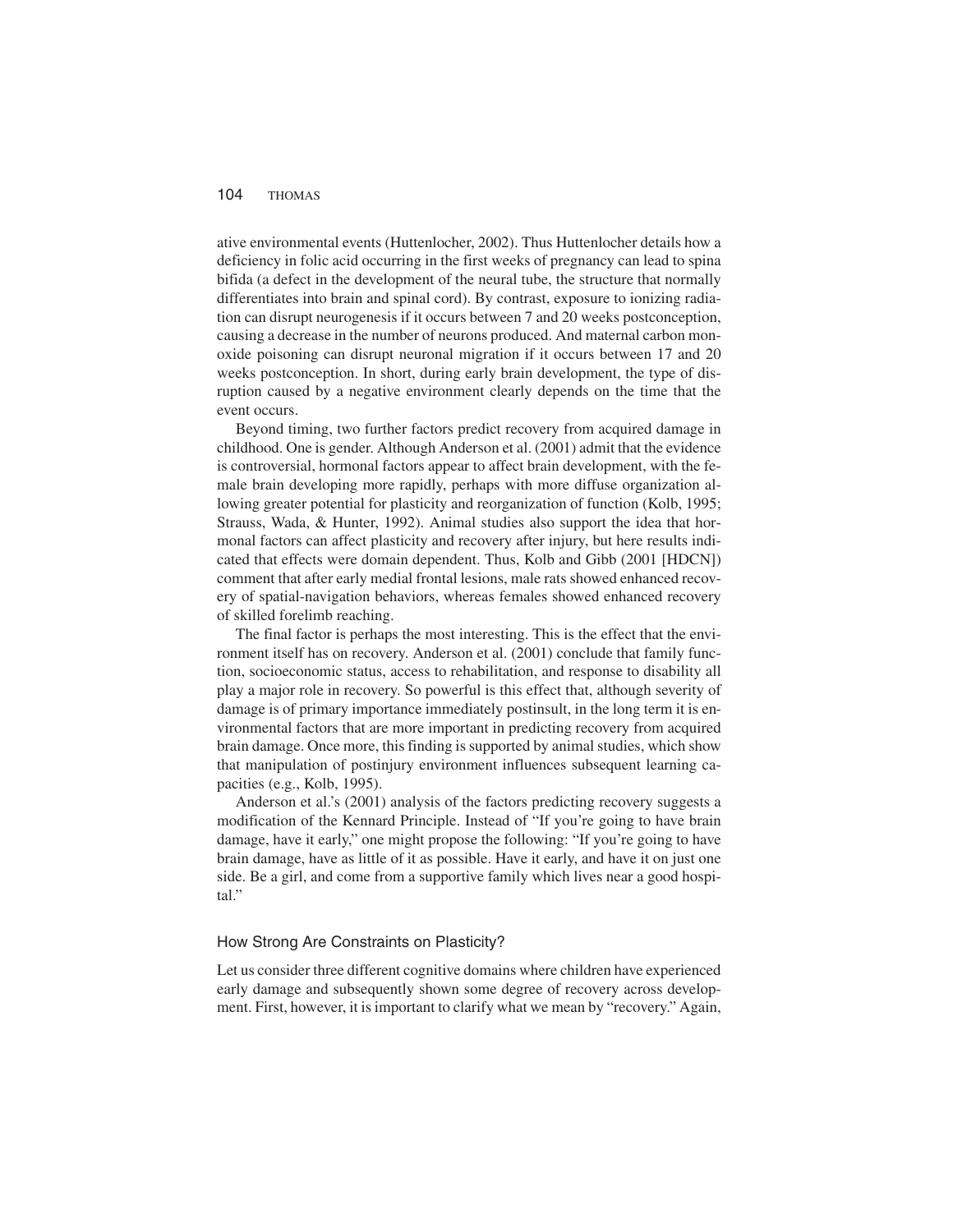ative environmental events (Huttenlocher, 2002). Thus Huttenlocher details how a deficiency in folic acid occurring in the first weeks of pregnancy can lead to spina bifida (a defect in the development of the neural tube, the structure that normally differentiates into brain and spinal cord). By contrast, exposure to ionizing radiation can disrupt neurogenesis if it occurs between 7 and 20 weeks postconception, causing a decrease in the number of neurons produced. And maternal carbon monoxide poisoning can disrupt neuronal migration if it occurs between 17 and 20 weeks postconception. In short, during early brain development, the type of disruption caused by a negative environment clearly depends on the time that the event occurs.

Beyond timing, two further factors predict recovery from acquired damage in childhood. One is gender. Although Anderson et al. (2001) admit that the evidence is controversial, hormonal factors appear to affect brain development, with the female brain developing more rapidly, perhaps with more diffuse organization allowing greater potential for plasticity and reorganization of function (Kolb, 1995; Strauss, Wada, & Hunter, 1992). Animal studies also support the idea that hormonal factors can affect plasticity and recovery after injury, but here results indicated that effects were domain dependent. Thus, Kolb and Gibb (2001 [HDCN]) comment that after early medial frontal lesions, male rats showed enhanced recovery of spatial-navigation behaviors, whereas females showed enhanced recovery of skilled forelimb reaching.

The final factor is perhaps the most interesting. This is the effect that the environment itself has on recovery. Anderson et al. (2001) conclude that family function, socioeconomic status, access to rehabilitation, and response to disability all play a major role in recovery. So powerful is this effect that, although severity of damage is of primary importance immediately postinsult, in the long term it is environmental factors that are more important in predicting recovery from acquired brain damage. Once more, this finding is supported by animal studies, which show that manipulation of postinjury environment influences subsequent learning capacities (e.g., Kolb, 1995).

Anderson et al.'s (2001) analysis of the factors predicting recovery suggests a modification of the Kennard Principle. Instead of "If you're going to have brain damage, have it early," one might propose the following: "If you're going to have brain damage, have as little of it as possible. Have it early, and have it on just one side. Be a girl, and come from a supportive family which lives near a good hospital."

## How Strong Are Constraints on Plasticity?

Let us consider three different cognitive domains where children have experienced early damage and subsequently shown some degree of recovery across development. First, however, it is important to clarify what we mean by "recovery." Again,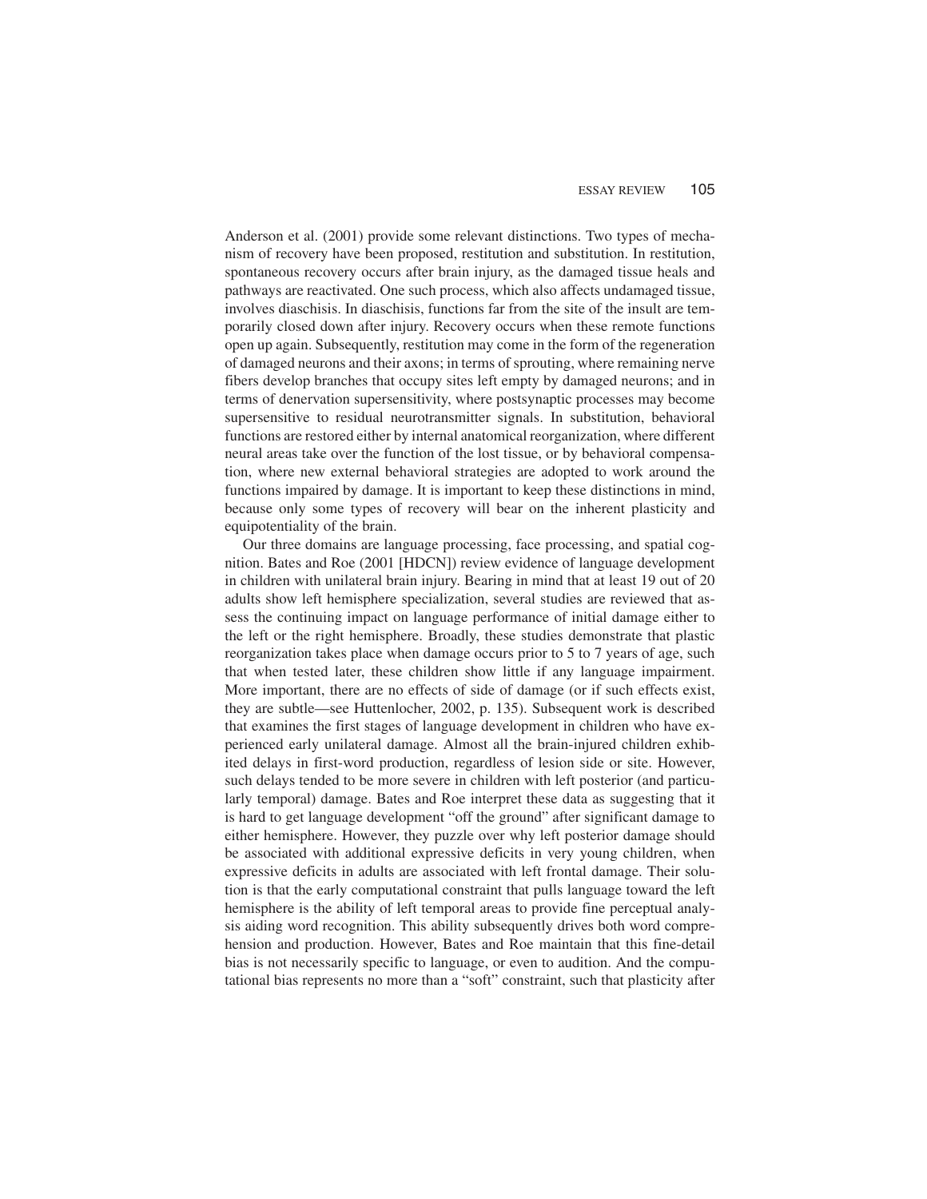Anderson et al. (2001) provide some relevant distinctions. Two types of mechanism of recovery have been proposed, restitution and substitution. In restitution, spontaneous recovery occurs after brain injury, as the damaged tissue heals and pathways are reactivated. One such process, which also affects undamaged tissue, involves diaschisis. In diaschisis, functions far from the site of the insult are temporarily closed down after injury. Recovery occurs when these remote functions open up again. Subsequently, restitution may come in the form of the regeneration of damaged neurons and their axons; in terms of sprouting, where remaining nerve fibers develop branches that occupy sites left empty by damaged neurons; and in terms of denervation supersensitivity, where postsynaptic processes may become supersensitive to residual neurotransmitter signals. In substitution, behavioral functions are restored either by internal anatomical reorganization, where different neural areas take over the function of the lost tissue, or by behavioral compensation, where new external behavioral strategies are adopted to work around the functions impaired by damage. It is important to keep these distinctions in mind, because only some types of recovery will bear on the inherent plasticity and equipotentiality of the brain.

Our three domains are language processing, face processing, and spatial cognition. Bates and Roe (2001 [HDCN]) review evidence of language development in children with unilateral brain injury. Bearing in mind that at least 19 out of 20 adults show left hemisphere specialization, several studies are reviewed that assess the continuing impact on language performance of initial damage either to the left or the right hemisphere. Broadly, these studies demonstrate that plastic reorganization takes place when damage occurs prior to 5 to 7 years of age, such that when tested later, these children show little if any language impairment. More important, there are no effects of side of damage (or if such effects exist, they are subtle—see Huttenlocher, 2002, p. 135). Subsequent work is described that examines the first stages of language development in children who have experienced early unilateral damage. Almost all the brain-injured children exhibited delays in first-word production, regardless of lesion side or site. However, such delays tended to be more severe in children with left posterior (and particularly temporal) damage. Bates and Roe interpret these data as suggesting that it is hard to get language development "off the ground" after significant damage to either hemisphere. However, they puzzle over why left posterior damage should be associated with additional expressive deficits in very young children, when expressive deficits in adults are associated with left frontal damage. Their solution is that the early computational constraint that pulls language toward the left hemisphere is the ability of left temporal areas to provide fine perceptual analysis aiding word recognition. This ability subsequently drives both word comprehension and production. However, Bates and Roe maintain that this fine-detail bias is not necessarily specific to language, or even to audition. And the computational bias represents no more than a "soft" constraint, such that plasticity after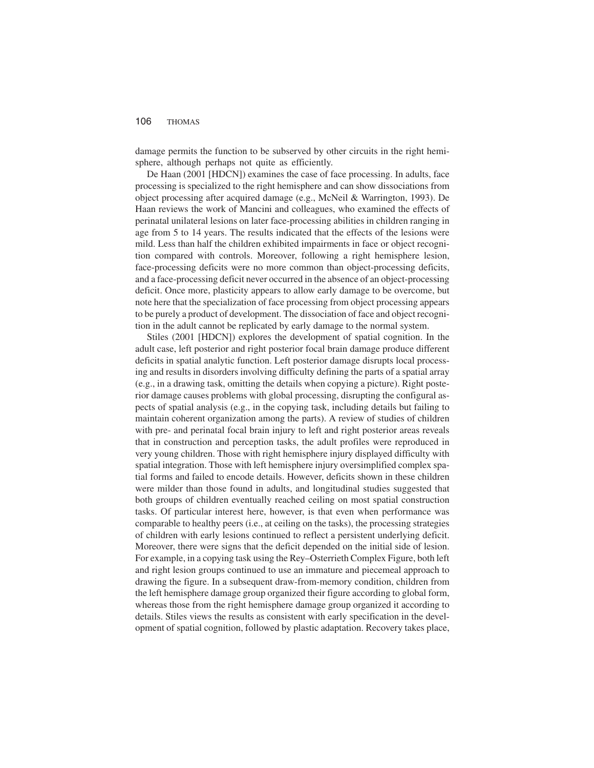damage permits the function to be subserved by other circuits in the right hemisphere, although perhaps not quite as efficiently.

De Haan (2001 [HDCN]) examines the case of face processing. In adults, face processing is specialized to the right hemisphere and can show dissociations from object processing after acquired damage (e.g., McNeil & Warrington, 1993). De Haan reviews the work of Mancini and colleagues, who examined the effects of perinatal unilateral lesions on later face-processing abilities in children ranging in age from 5 to 14 years. The results indicated that the effects of the lesions were mild. Less than half the children exhibited impairments in face or object recognition compared with controls. Moreover, following a right hemisphere lesion, face-processing deficits were no more common than object-processing deficits, and a face-processing deficit never occurred in the absence of an object-processing deficit. Once more, plasticity appears to allow early damage to be overcome, but note here that the specialization of face processing from object processing appears to be purely a product of development. The dissociation of face and object recognition in the adult cannot be replicated by early damage to the normal system.

Stiles (2001 [HDCN]) explores the development of spatial cognition. In the adult case, left posterior and right posterior focal brain damage produce different deficits in spatial analytic function. Left posterior damage disrupts local processing and results in disorders involving difficulty defining the parts of a spatial array (e.g., in a drawing task, omitting the details when copying a picture). Right posterior damage causes problems with global processing, disrupting the configural aspects of spatial analysis (e.g., in the copying task, including details but failing to maintain coherent organization among the parts). A review of studies of children with pre- and perinatal focal brain injury to left and right posterior areas reveals that in construction and perception tasks, the adult profiles were reproduced in very young children. Those with right hemisphere injury displayed difficulty with spatial integration. Those with left hemisphere injury oversimplified complex spatial forms and failed to encode details. However, deficits shown in these children were milder than those found in adults, and longitudinal studies suggested that both groups of children eventually reached ceiling on most spatial construction tasks. Of particular interest here, however, is that even when performance was comparable to healthy peers (i.e., at ceiling on the tasks), the processing strategies of children with early lesions continued to reflect a persistent underlying deficit. Moreover, there were signs that the deficit depended on the initial side of lesion. For example, in a copying task using the Rey–Osterrieth Complex Figure, both left and right lesion groups continued to use an immature and piecemeal approach to drawing the figure. In a subsequent draw-from-memory condition, children from the left hemisphere damage group organized their figure according to global form, whereas those from the right hemisphere damage group organized it according to details. Stiles views the results as consistent with early specification in the development of spatial cognition, followed by plastic adaptation. Recovery takes place,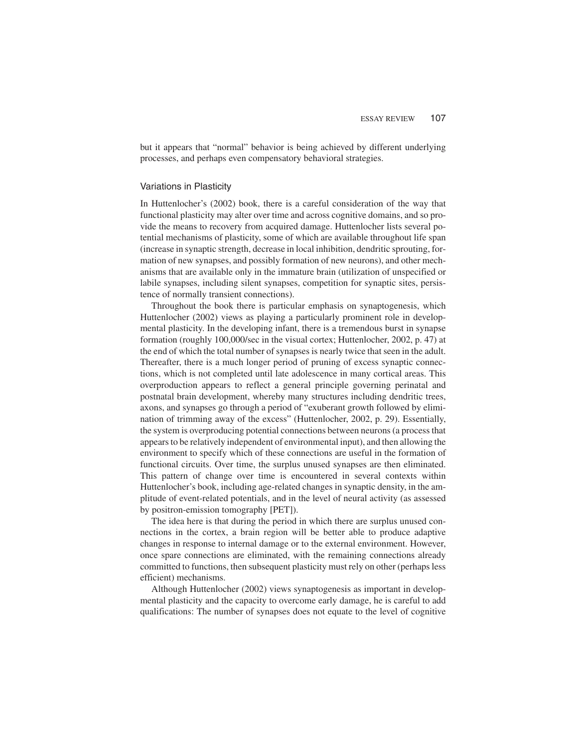but it appears that "normal" behavior is being achieved by different underlying processes, and perhaps even compensatory behavioral strategies.

### Variations in Plasticity

In Huttenlocher's (2002) book, there is a careful consideration of the way that functional plasticity may alter over time and across cognitive domains, and so provide the means to recovery from acquired damage. Huttenlocher lists several potential mechanisms of plasticity, some of which are available throughout life span (increase in synaptic strength, decrease in local inhibition, dendritic sprouting, formation of new synapses, and possibly formation of new neurons), and other mechanisms that are available only in the immature brain (utilization of unspecified or labile synapses, including silent synapses, competition for synaptic sites, persistence of normally transient connections).

Throughout the book there is particular emphasis on synaptogenesis, which Huttenlocher (2002) views as playing a particularly prominent role in developmental plasticity. In the developing infant, there is a tremendous burst in synapse formation (roughly 100,000/sec in the visual cortex; Huttenlocher, 2002, p. 47) at the end of which the total number of synapses is nearly twice that seen in the adult. Thereafter, there is a much longer period of pruning of excess synaptic connections, which is not completed until late adolescence in many cortical areas. This overproduction appears to reflect a general principle governing perinatal and postnatal brain development, whereby many structures including dendritic trees, axons, and synapses go through a period of "exuberant growth followed by elimination of trimming away of the excess" (Huttenlocher, 2002, p. 29). Essentially, the system is overproducing potential connections between neurons (a process that appears to be relatively independent of environmental input), and then allowing the environment to specify which of these connections are useful in the formation of functional circuits. Over time, the surplus unused synapses are then eliminated. This pattern of change over time is encountered in several contexts within Huttenlocher's book, including age-related changes in synaptic density, in the amplitude of event-related potentials, and in the level of neural activity (as assessed by positron-emission tomography [PET]).

The idea here is that during the period in which there are surplus unused connections in the cortex, a brain region will be better able to produce adaptive changes in response to internal damage or to the external environment. However, once spare connections are eliminated, with the remaining connections already committed to functions, then subsequent plasticity must rely on other (perhaps less efficient) mechanisms.

Although Huttenlocher (2002) views synaptogenesis as important in developmental plasticity and the capacity to overcome early damage, he is careful to add qualifications: The number of synapses does not equate to the level of cognitive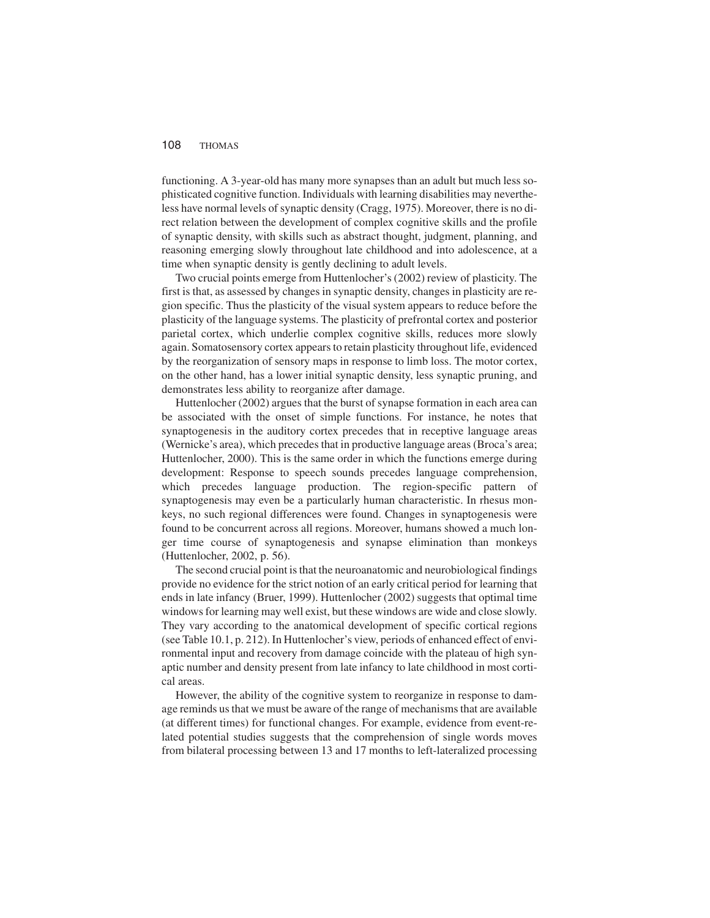functioning. A 3-year-old has many more synapses than an adult but much less sophisticated cognitive function. Individuals with learning disabilities may nevertheless have normal levels of synaptic density (Cragg, 1975). Moreover, there is no direct relation between the development of complex cognitive skills and the profile of synaptic density, with skills such as abstract thought, judgment, planning, and reasoning emerging slowly throughout late childhood and into adolescence, at a time when synaptic density is gently declining to adult levels.

Two crucial points emerge from Huttenlocher's (2002) review of plasticity. The first is that, as assessed by changes in synaptic density, changes in plasticity are region specific. Thus the plasticity of the visual system appears to reduce before the plasticity of the language systems. The plasticity of prefrontal cortex and posterior parietal cortex, which underlie complex cognitive skills, reduces more slowly again. Somatosensory cortex appears to retain plasticity throughout life, evidenced by the reorganization of sensory maps in response to limb loss. The motor cortex, on the other hand, has a lower initial synaptic density, less synaptic pruning, and demonstrates less ability to reorganize after damage.

Huttenlocher (2002) argues that the burst of synapse formation in each area can be associated with the onset of simple functions. For instance, he notes that synaptogenesis in the auditory cortex precedes that in receptive language areas (Wernicke's area), which precedes that in productive language areas (Broca's area; Huttenlocher, 2000). This is the same order in which the functions emerge during development: Response to speech sounds precedes language comprehension, which precedes language production. The region-specific pattern of synaptogenesis may even be a particularly human characteristic. In rhesus monkeys, no such regional differences were found. Changes in synaptogenesis were found to be concurrent across all regions. Moreover, humans showed a much longer time course of synaptogenesis and synapse elimination than monkeys (Huttenlocher, 2002, p. 56).

The second crucial point is that the neuroanatomic and neurobiological findings provide no evidence for the strict notion of an early critical period for learning that ends in late infancy (Bruer, 1999). Huttenlocher (2002) suggests that optimal time windows for learning may well exist, but these windows are wide and close slowly. They vary according to the anatomical development of specific cortical regions (see Table 10.1, p. 212). In Huttenlocher's view, periods of enhanced effect of environmental input and recovery from damage coincide with the plateau of high synaptic number and density present from late infancy to late childhood in most cortical areas.

However, the ability of the cognitive system to reorganize in response to damage reminds us that we must be aware of the range of mechanisms that are available (at different times) for functional changes. For example, evidence from event-related potential studies suggests that the comprehension of single words moves from bilateral processing between 13 and 17 months to left-lateralized processing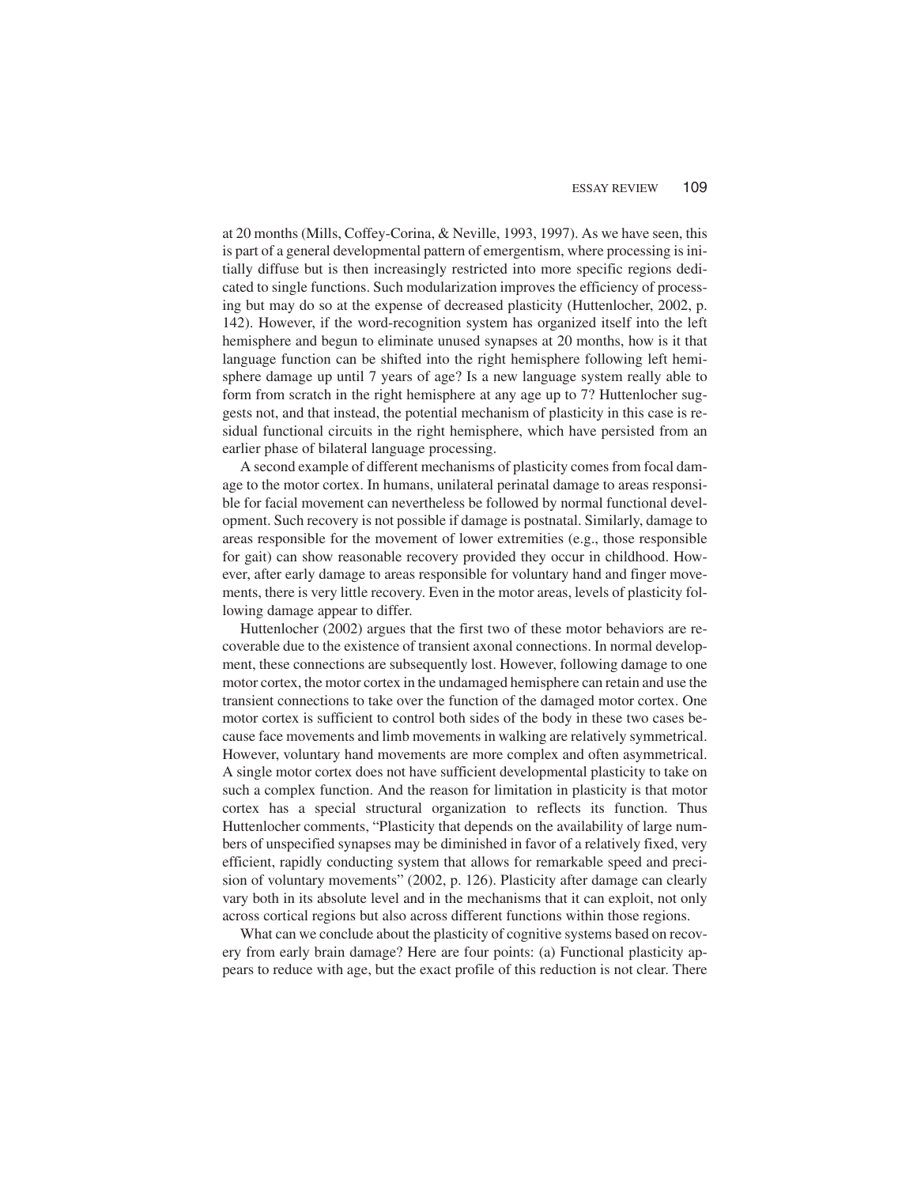at 20 months (Mills, Coffey-Corina, & Neville, 1993, 1997). As we have seen, this is part of a general developmental pattern of emergentism, where processing is initially diffuse but is then increasingly restricted into more specific regions dedicated to single functions. Such modularization improves the efficiency of processing but may do so at the expense of decreased plasticity (Huttenlocher, 2002, p. 142). However, if the word-recognition system has organized itself into the left hemisphere and begun to eliminate unused synapses at 20 months, how is it that language function can be shifted into the right hemisphere following left hemisphere damage up until 7 years of age? Is a new language system really able to form from scratch in the right hemisphere at any age up to 7? Huttenlocher suggests not, and that instead, the potential mechanism of plasticity in this case is residual functional circuits in the right hemisphere, which have persisted from an earlier phase of bilateral language processing.

A second example of different mechanisms of plasticity comes from focal damage to the motor cortex. In humans, unilateral perinatal damage to areas responsible for facial movement can nevertheless be followed by normal functional development. Such recovery is not possible if damage is postnatal. Similarly, damage to areas responsible for the movement of lower extremities (e.g., those responsible for gait) can show reasonable recovery provided they occur in childhood. However, after early damage to areas responsible for voluntary hand and finger movements, there is very little recovery. Even in the motor areas, levels of plasticity following damage appear to differ.

Huttenlocher (2002) argues that the first two of these motor behaviors are recoverable due to the existence of transient axonal connections. In normal development, these connections are subsequently lost. However, following damage to one motor cortex, the motor cortex in the undamaged hemisphere can retain and use the transient connections to take over the function of the damaged motor cortex. One motor cortex is sufficient to control both sides of the body in these two cases because face movements and limb movements in walking are relatively symmetrical. However, voluntary hand movements are more complex and often asymmetrical. A single motor cortex does not have sufficient developmental plasticity to take on such a complex function. And the reason for limitation in plasticity is that motor cortex has a special structural organization to reflects its function. Thus Huttenlocher comments, "Plasticity that depends on the availability of large numbers of unspecified synapses may be diminished in favor of a relatively fixed, very efficient, rapidly conducting system that allows for remarkable speed and precision of voluntary movements" (2002, p. 126). Plasticity after damage can clearly vary both in its absolute level and in the mechanisms that it can exploit, not only across cortical regions but also across different functions within those regions.

What can we conclude about the plasticity of cognitive systems based on recovery from early brain damage? Here are four points: (a) Functional plasticity appears to reduce with age, but the exact profile of this reduction is not clear. There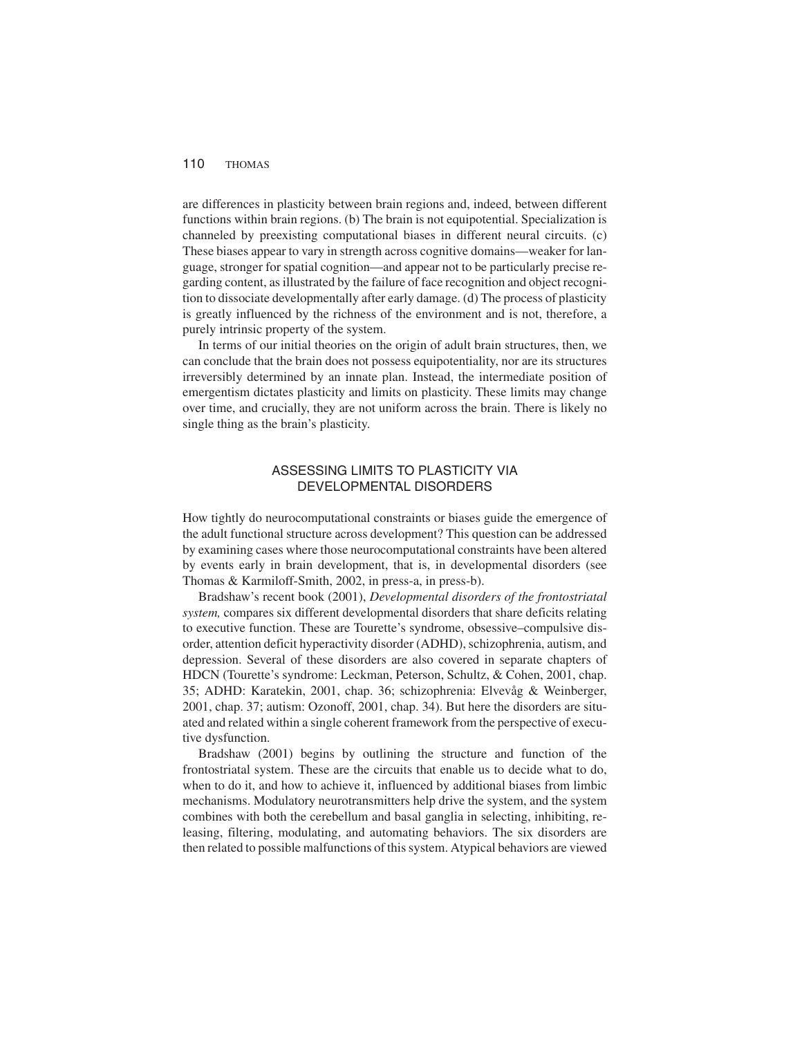are differences in plasticity between brain regions and, indeed, between different functions within brain regions. (b) The brain is not equipotential. Specialization is channeled by preexisting computational biases in different neural circuits. (c) These biases appear to vary in strength across cognitive domains—weaker for language, stronger for spatial cognition—and appear not to be particularly precise regarding content, as illustrated by the failure of face recognition and object recognition to dissociate developmentally after early damage. (d) The process of plasticity is greatly influenced by the richness of the environment and is not, therefore, a purely intrinsic property of the system.

In terms of our initial theories on the origin of adult brain structures, then, we can conclude that the brain does not possess equipotentiality, nor are its structures irreversibly determined by an innate plan. Instead, the intermediate position of emergentism dictates plasticity and limits on plasticity. These limits may change over time, and crucially, they are not uniform across the brain. There is likely no single thing as the brain's plasticity.

## ASSESSING LIMITS TO PLASTICITY VIA DEVELOPMENTAL DISORDERS

How tightly do neurocomputational constraints or biases guide the emergence of the adult functional structure across development? This question can be addressed by examining cases where those neurocomputational constraints have been altered by events early in brain development, that is, in developmental disorders (see Thomas & Karmiloff-Smith, 2002, in press-a, in press-b).

Bradshaw's recent book (2001), *Developmental disorders of the frontostriatal system,* compares six different developmental disorders that share deficits relating to executive function. These are Tourette's syndrome, obsessive–compulsive disorder, attention deficit hyperactivity disorder (ADHD), schizophrenia, autism, and depression. Several of these disorders are also covered in separate chapters of HDCN (Tourette's syndrome: Leckman, Peterson, Schultz, & Cohen, 2001, chap. 35; ADHD: Karatekin, 2001, chap. 36; schizophrenia: Elvevåg & Weinberger, 2001, chap. 37; autism: Ozonoff, 2001, chap. 34). But here the disorders are situated and related within a single coherent framework from the perspective of executive dysfunction.

Bradshaw (2001) begins by outlining the structure and function of the frontostriatal system. These are the circuits that enable us to decide what to do, when to do it, and how to achieve it, influenced by additional biases from limbic mechanisms. Modulatory neurotransmitters help drive the system, and the system combines with both the cerebellum and basal ganglia in selecting, inhibiting, releasing, filtering, modulating, and automating behaviors. The six disorders are then related to possible malfunctions of this system. Atypical behaviors are viewed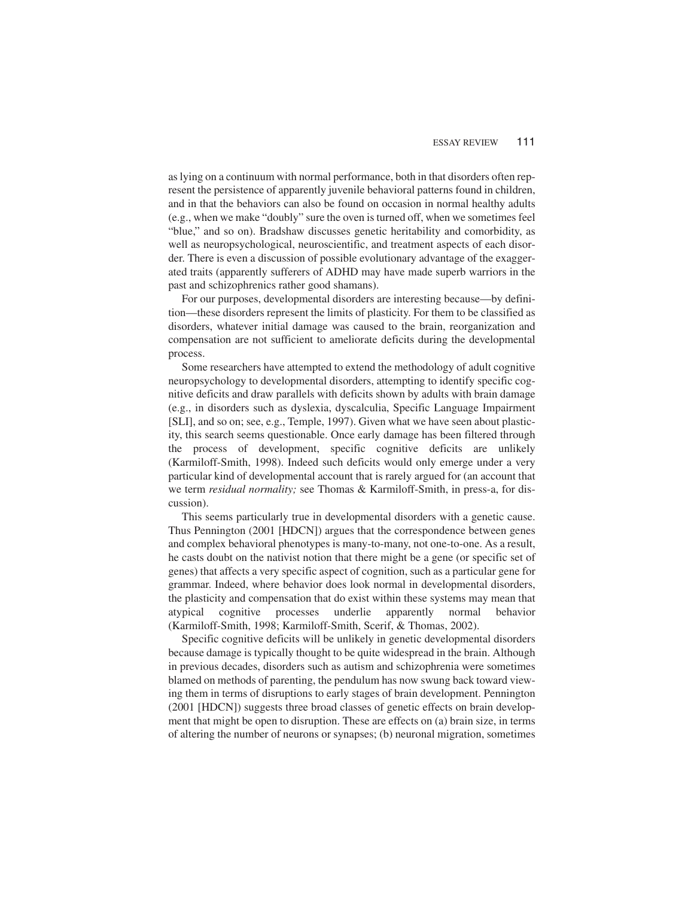as lying on a continuum with normal performance, both in that disorders often represent the persistence of apparently juvenile behavioral patterns found in children, and in that the behaviors can also be found on occasion in normal healthy adults (e.g., when we make "doubly" sure the oven is turned off, when we sometimes feel "blue," and so on). Bradshaw discusses genetic heritability and comorbidity, as well as neuropsychological, neuroscientific, and treatment aspects of each disorder. There is even a discussion of possible evolutionary advantage of the exaggerated traits (apparently sufferers of ADHD may have made superb warriors in the past and schizophrenics rather good shamans).

For our purposes, developmental disorders are interesting because—by definition—these disorders represent the limits of plasticity. For them to be classified as disorders, whatever initial damage was caused to the brain, reorganization and compensation are not sufficient to ameliorate deficits during the developmental process.

Some researchers have attempted to extend the methodology of adult cognitive neuropsychology to developmental disorders, attempting to identify specific cognitive deficits and draw parallels with deficits shown by adults with brain damage (e.g., in disorders such as dyslexia, dyscalculia, Specific Language Impairment [SLI], and so on; see, e.g., Temple, 1997). Given what we have seen about plasticity, this search seems questionable. Once early damage has been filtered through the process of development, specific cognitive deficits are unlikely (Karmiloff-Smith, 1998). Indeed such deficits would only emerge under a very particular kind of developmental account that is rarely argued for (an account that we term *residual normality;* see Thomas & Karmiloff-Smith, in press-a, for discussion).

This seems particularly true in developmental disorders with a genetic cause. Thus Pennington (2001 [HDCN]) argues that the correspondence between genes and complex behavioral phenotypes is many-to-many, not one-to-one. As a result, he casts doubt on the nativist notion that there might be a gene (or specific set of genes) that affects a very specific aspect of cognition, such as a particular gene for grammar. Indeed, where behavior does look normal in developmental disorders, the plasticity and compensation that do exist within these systems may mean that atypical cognitive processes underlie apparently normal behavior (Karmiloff-Smith, 1998; Karmiloff-Smith, Scerif, & Thomas, 2002).

Specific cognitive deficits will be unlikely in genetic developmental disorders because damage is typically thought to be quite widespread in the brain. Although in previous decades, disorders such as autism and schizophrenia were sometimes blamed on methods of parenting, the pendulum has now swung back toward viewing them in terms of disruptions to early stages of brain development. Pennington (2001 [HDCN]) suggests three broad classes of genetic effects on brain development that might be open to disruption. These are effects on (a) brain size, in terms of altering the number of neurons or synapses; (b) neuronal migration, sometimes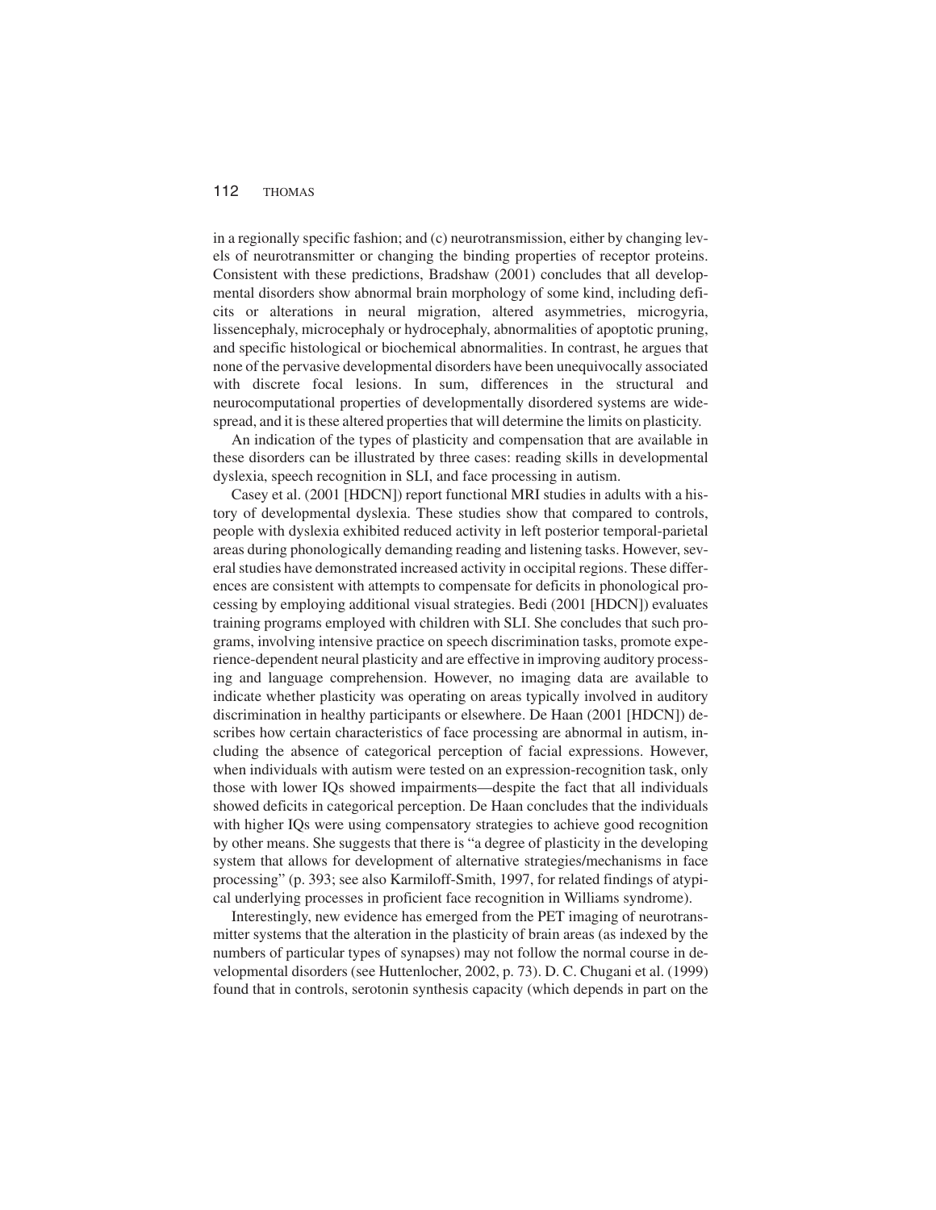in a regionally specific fashion; and (c) neurotransmission, either by changing levels of neurotransmitter or changing the binding properties of receptor proteins. Consistent with these predictions, Bradshaw (2001) concludes that all developmental disorders show abnormal brain morphology of some kind, including deficits or alterations in neural migration, altered asymmetries, microgyria, lissencephaly, microcephaly or hydrocephaly, abnormalities of apoptotic pruning, and specific histological or biochemical abnormalities. In contrast, he argues that none of the pervasive developmental disorders have been unequivocally associated with discrete focal lesions. In sum, differences in the structural and neurocomputational properties of developmentally disordered systems are widespread, and it is these altered properties that will determine the limits on plasticity.

An indication of the types of plasticity and compensation that are available in these disorders can be illustrated by three cases: reading skills in developmental dyslexia, speech recognition in SLI, and face processing in autism.

Casey et al. (2001 [HDCN]) report functional MRI studies in adults with a history of developmental dyslexia. These studies show that compared to controls, people with dyslexia exhibited reduced activity in left posterior temporal-parietal areas during phonologically demanding reading and listening tasks. However, several studies have demonstrated increased activity in occipital regions. These differences are consistent with attempts to compensate for deficits in phonological processing by employing additional visual strategies. Bedi (2001 [HDCN]) evaluates training programs employed with children with SLI. She concludes that such programs, involving intensive practice on speech discrimination tasks, promote experience-dependent neural plasticity and are effective in improving auditory processing and language comprehension. However, no imaging data are available to indicate whether plasticity was operating on areas typically involved in auditory discrimination in healthy participants or elsewhere. De Haan (2001 [HDCN]) describes how certain characteristics of face processing are abnormal in autism, including the absence of categorical perception of facial expressions. However, when individuals with autism were tested on an expression-recognition task, only those with lower IQs showed impairments—despite the fact that all individuals showed deficits in categorical perception. De Haan concludes that the individuals with higher IQs were using compensatory strategies to achieve good recognition by other means. She suggests that there is "a degree of plasticity in the developing system that allows for development of alternative strategies/mechanisms in face processing" (p. 393; see also Karmiloff-Smith, 1997, for related findings of atypical underlying processes in proficient face recognition in Williams syndrome).

Interestingly, new evidence has emerged from the PET imaging of neurotransmitter systems that the alteration in the plasticity of brain areas (as indexed by the numbers of particular types of synapses) may not follow the normal course in developmental disorders (see Huttenlocher, 2002, p. 73). D. C. Chugani et al. (1999) found that in controls, serotonin synthesis capacity (which depends in part on the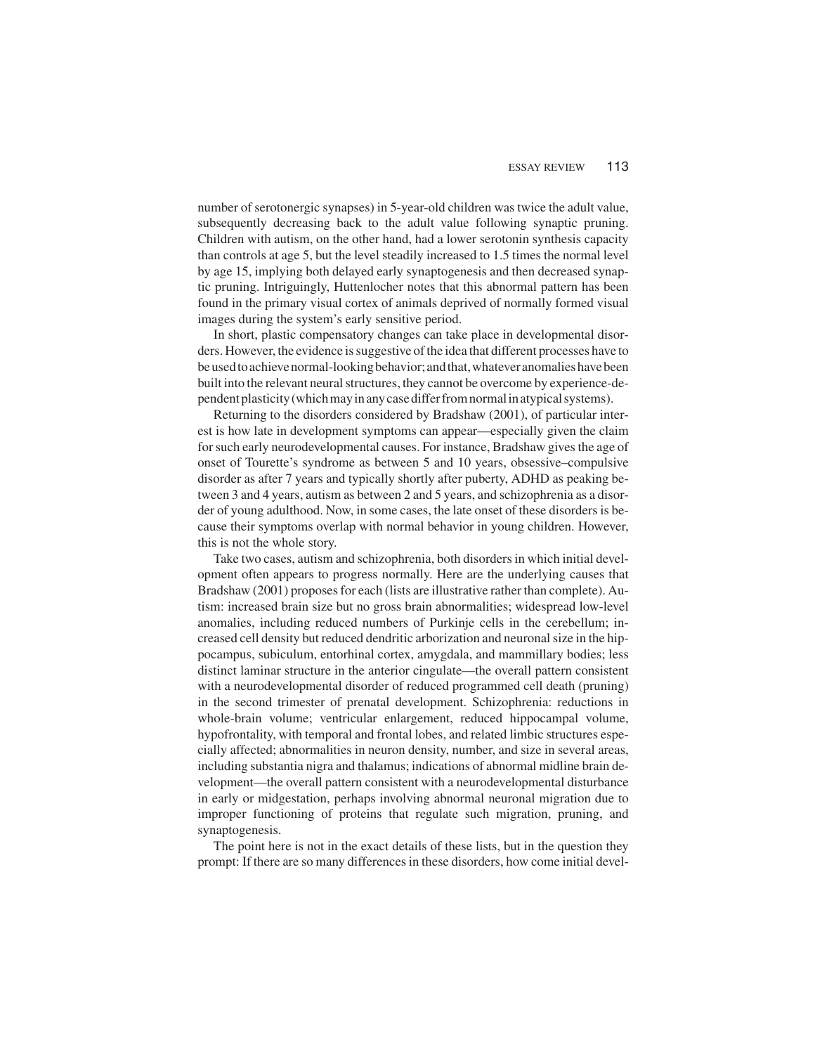number of serotonergic synapses) in 5-year-old children was twice the adult value, subsequently decreasing back to the adult value following synaptic pruning. Children with autism, on the other hand, had a lower serotonin synthesis capacity than controls at age 5, but the level steadily increased to 1.5 times the normal level by age 15, implying both delayed early synaptogenesis and then decreased synaptic pruning. Intriguingly, Huttenlocher notes that this abnormal pattern has been found in the primary visual cortex of animals deprived of normally formed visual images during the system's early sensitive period.

In short, plastic compensatory changes can take place in developmental disorders. However, the evidence is suggestive of the idea that different processes have to be used to achieve normal-looking behavior; and that, whatever anomalies have been built into the relevant neural structures, they cannot be overcome by experience-dependent plasticity (which may in any case differ from normal in atypical systems).

Returning to the disorders considered by Bradshaw (2001), of particular interest is how late in development symptoms can appear—especially given the claim for such early neurodevelopmental causes. For instance, Bradshaw gives the age of onset of Tourette's syndrome as between 5 and 10 years, obsessive–compulsive disorder as after 7 years and typically shortly after puberty, ADHD as peaking between 3 and 4 years, autism as between 2 and 5 years, and schizophrenia as a disorder of young adulthood. Now, in some cases, the late onset of these disorders is because their symptoms overlap with normal behavior in young children. However, this is not the whole story.

Take two cases, autism and schizophrenia, both disorders in which initial development often appears to progress normally. Here are the underlying causes that Bradshaw (2001) proposes for each (lists are illustrative rather than complete). Autism: increased brain size but no gross brain abnormalities; widespread low-level anomalies, including reduced numbers of Purkinje cells in the cerebellum; increased cell density but reduced dendritic arborization and neuronal size in the hippocampus, subiculum, entorhinal cortex, amygdala, and mammillary bodies; less distinct laminar structure in the anterior cingulate—the overall pattern consistent with a neurodevelopmental disorder of reduced programmed cell death (pruning) in the second trimester of prenatal development. Schizophrenia: reductions in whole-brain volume; ventricular enlargement, reduced hippocampal volume, hypofrontality, with temporal and frontal lobes, and related limbic structures especially affected; abnormalities in neuron density, number, and size in several areas, including substantia nigra and thalamus; indications of abnormal midline brain development—the overall pattern consistent with a neurodevelopmental disturbance in early or midgestation, perhaps involving abnormal neuronal migration due to improper functioning of proteins that regulate such migration, pruning, and synaptogenesis.

The point here is not in the exact details of these lists, but in the question they prompt: If there are so many differences in these disorders, how come initial devel-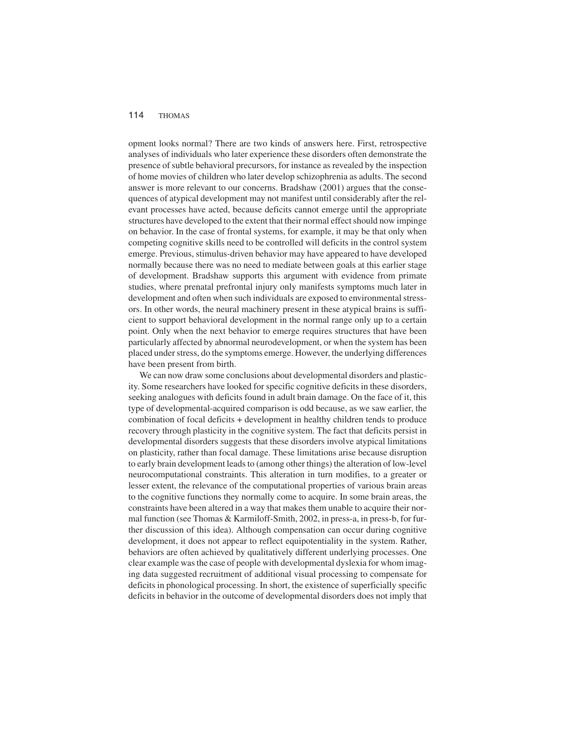opment looks normal? There are two kinds of answers here. First, retrospective analyses of individuals who later experience these disorders often demonstrate the presence of subtle behavioral precursors, for instance as revealed by the inspection of home movies of children who later develop schizophrenia as adults. The second answer is more relevant to our concerns. Bradshaw (2001) argues that the consequences of atypical development may not manifest until considerably after the relevant processes have acted, because deficits cannot emerge until the appropriate structures have developed to the extent that their normal effect should now impinge on behavior. In the case of frontal systems, for example, it may be that only when competing cognitive skills need to be controlled will deficits in the control system emerge. Previous, stimulus-driven behavior may have appeared to have developed normally because there was no need to mediate between goals at this earlier stage of development. Bradshaw supports this argument with evidence from primate studies, where prenatal prefrontal injury only manifests symptoms much later in development and often when such individuals are exposed to environmental stressors. In other words, the neural machinery present in these atypical brains is sufficient to support behavioral development in the normal range only up to a certain point. Only when the next behavior to emerge requires structures that have been particularly affected by abnormal neurodevelopment, or when the system has been placed under stress, do the symptoms emerge. However, the underlying differences have been present from birth.

We can now draw some conclusions about developmental disorders and plasticity. Some researchers have looked for specific cognitive deficits in these disorders, seeking analogues with deficits found in adult brain damage. On the face of it, this type of developmental-acquired comparison is odd because, as we saw earlier, the combination of focal deficits + development in healthy children tends to produce recovery through plasticity in the cognitive system. The fact that deficits persist in developmental disorders suggests that these disorders involve atypical limitations on plasticity, rather than focal damage. These limitations arise because disruption to early brain development leads to (among other things) the alteration of low-level neurocomputational constraints. This alteration in turn modifies, to a greater or lesser extent, the relevance of the computational properties of various brain areas to the cognitive functions they normally come to acquire. In some brain areas, the constraints have been altered in a way that makes them unable to acquire their normal function (see Thomas & Karmiloff-Smith, 2002, in press-a, in press-b, for further discussion of this idea). Although compensation can occur during cognitive development, it does not appear to reflect equipotentiality in the system. Rather, behaviors are often achieved by qualitatively different underlying processes. One clear example was the case of people with developmental dyslexia for whom imaging data suggested recruitment of additional visual processing to compensate for deficits in phonological processing. In short, the existence of superficially specific deficits in behavior in the outcome of developmental disorders does not imply that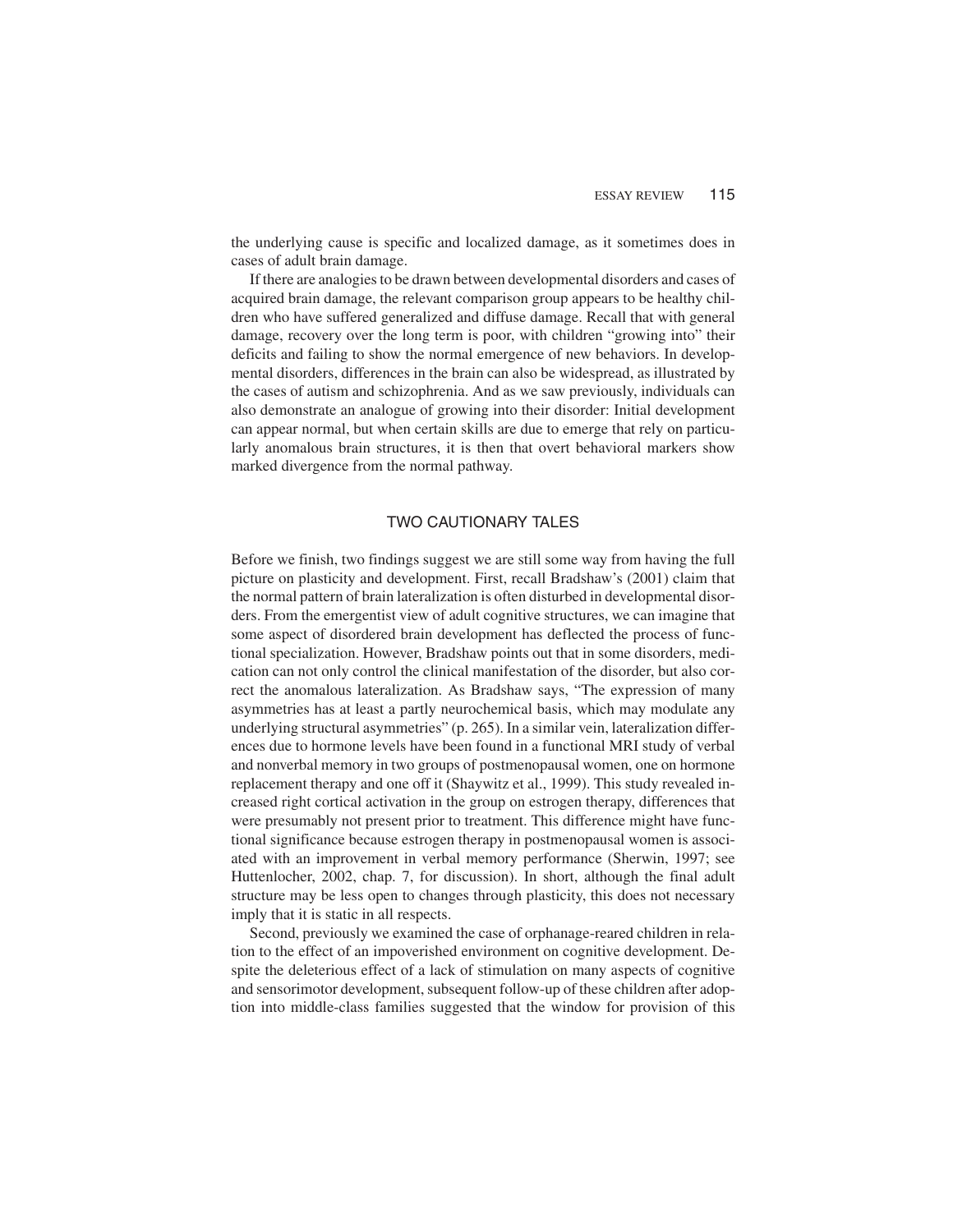the underlying cause is specific and localized damage, as it sometimes does in cases of adult brain damage.

If there are analogies to be drawn between developmental disorders and cases of acquired brain damage, the relevant comparison group appears to be healthy children who have suffered generalized and diffuse damage. Recall that with general damage, recovery over the long term is poor, with children "growing into" their deficits and failing to show the normal emergence of new behaviors. In developmental disorders, differences in the brain can also be widespread, as illustrated by the cases of autism and schizophrenia. And as we saw previously, individuals can also demonstrate an analogue of growing into their disorder: Initial development can appear normal, but when certain skills are due to emerge that rely on particularly anomalous brain structures, it is then that overt behavioral markers show marked divergence from the normal pathway.

## TWO CAUTIONARY TALES

Before we finish, two findings suggest we are still some way from having the full picture on plasticity and development. First, recall Bradshaw's (2001) claim that the normal pattern of brain lateralization is often disturbed in developmental disorders. From the emergentist view of adult cognitive structures, we can imagine that some aspect of disordered brain development has deflected the process of functional specialization. However, Bradshaw points out that in some disorders, medication can not only control the clinical manifestation of the disorder, but also correct the anomalous lateralization. As Bradshaw says, "The expression of many asymmetries has at least a partly neurochemical basis, which may modulate any underlying structural asymmetries" (p. 265). In a similar vein, lateralization differences due to hormone levels have been found in a functional MRI study of verbal and nonverbal memory in two groups of postmenopausal women, one on hormone replacement therapy and one off it (Shaywitz et al., 1999). This study revealed increased right cortical activation in the group on estrogen therapy, differences that were presumably not present prior to treatment. This difference might have functional significance because estrogen therapy in postmenopausal women is associated with an improvement in verbal memory performance (Sherwin, 1997; see Huttenlocher, 2002, chap. 7, for discussion). In short, although the final adult structure may be less open to changes through plasticity, this does not necessary imply that it is static in all respects.

Second, previously we examined the case of orphanage-reared children in relation to the effect of an impoverished environment on cognitive development. Despite the deleterious effect of a lack of stimulation on many aspects of cognitive and sensorimotor development, subsequent follow-up of these children after adoption into middle-class families suggested that the window for provision of this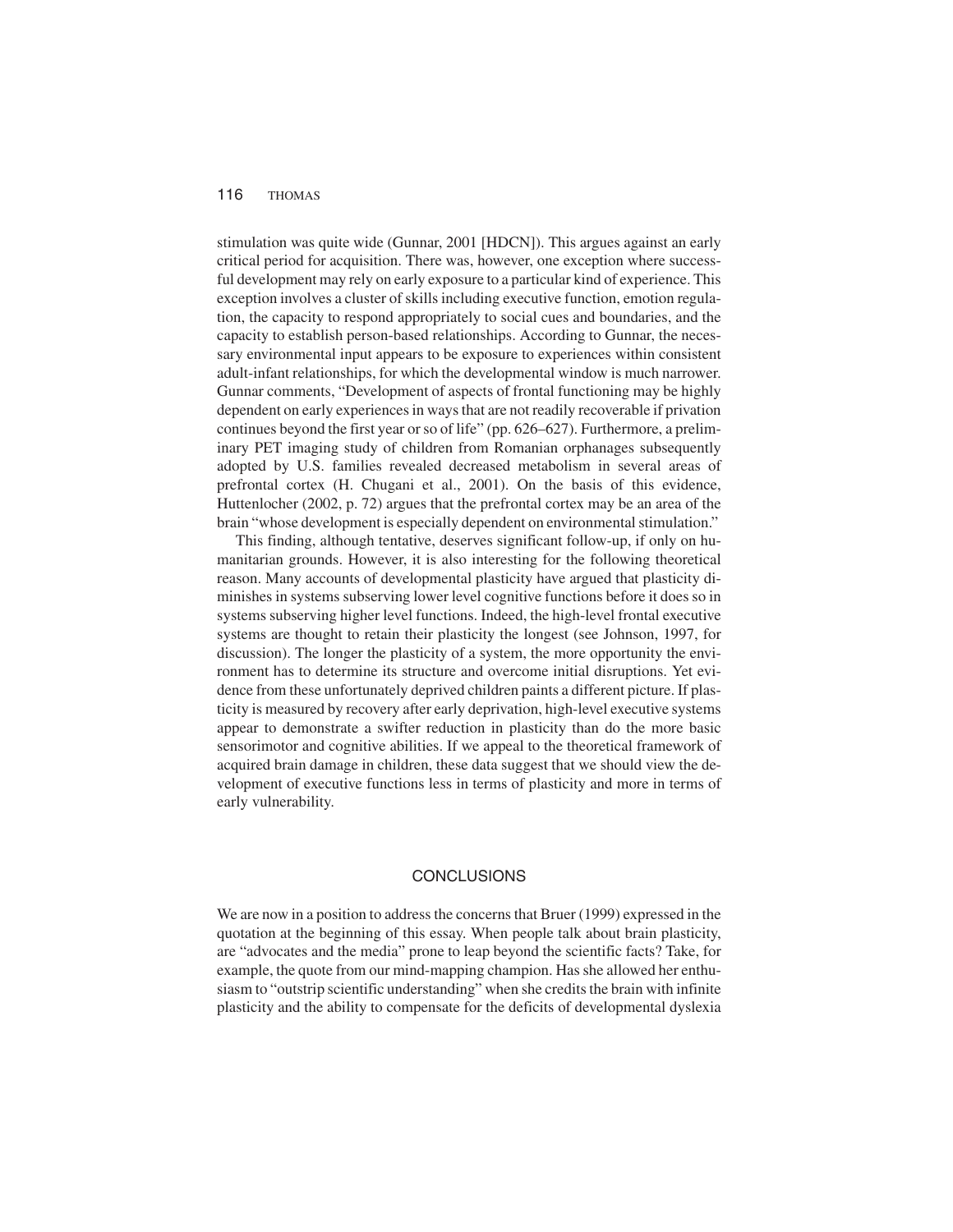stimulation was quite wide (Gunnar, 2001 [HDCN]). This argues against an early critical period for acquisition. There was, however, one exception where successful development may rely on early exposure to a particular kind of experience. This exception involves a cluster of skills including executive function, emotion regulation, the capacity to respond appropriately to social cues and boundaries, and the capacity to establish person-based relationships. According to Gunnar, the necessary environmental input appears to be exposure to experiences within consistent adult-infant relationships, for which the developmental window is much narrower. Gunnar comments, "Development of aspects of frontal functioning may be highly dependent on early experiences in ways that are not readily recoverable if privation continues beyond the first year or so of life" (pp. 626–627). Furthermore, a preliminary PET imaging study of children from Romanian orphanages subsequently adopted by U.S. families revealed decreased metabolism in several areas of prefrontal cortex (H. Chugani et al., 2001). On the basis of this evidence, Huttenlocher (2002, p. 72) argues that the prefrontal cortex may be an area of the brain "whose development is especially dependent on environmental stimulation."

This finding, although tentative, deserves significant follow-up, if only on humanitarian grounds. However, it is also interesting for the following theoretical reason. Many accounts of developmental plasticity have argued that plasticity diminishes in systems subserving lower level cognitive functions before it does so in systems subserving higher level functions. Indeed, the high-level frontal executive systems are thought to retain their plasticity the longest (see Johnson, 1997, for discussion). The longer the plasticity of a system, the more opportunity the environment has to determine its structure and overcome initial disruptions. Yet evidence from these unfortunately deprived children paints a different picture. If plasticity is measured by recovery after early deprivation, high-level executive systems appear to demonstrate a swifter reduction in plasticity than do the more basic sensorimotor and cognitive abilities. If we appeal to the theoretical framework of acquired brain damage in children, these data suggest that we should view the development of executive functions less in terms of plasticity and more in terms of early vulnerability.

## CONCLUSIONS

We are now in a position to address the concerns that Bruer (1999) expressed in the quotation at the beginning of this essay. When people talk about brain plasticity, are "advocates and the media" prone to leap beyond the scientific facts? Take, for example, the quote from our mind-mapping champion. Has she allowed her enthusiasm to "outstrip scientific understanding" when she credits the brain with infinite plasticity and the ability to compensate for the deficits of developmental dyslexia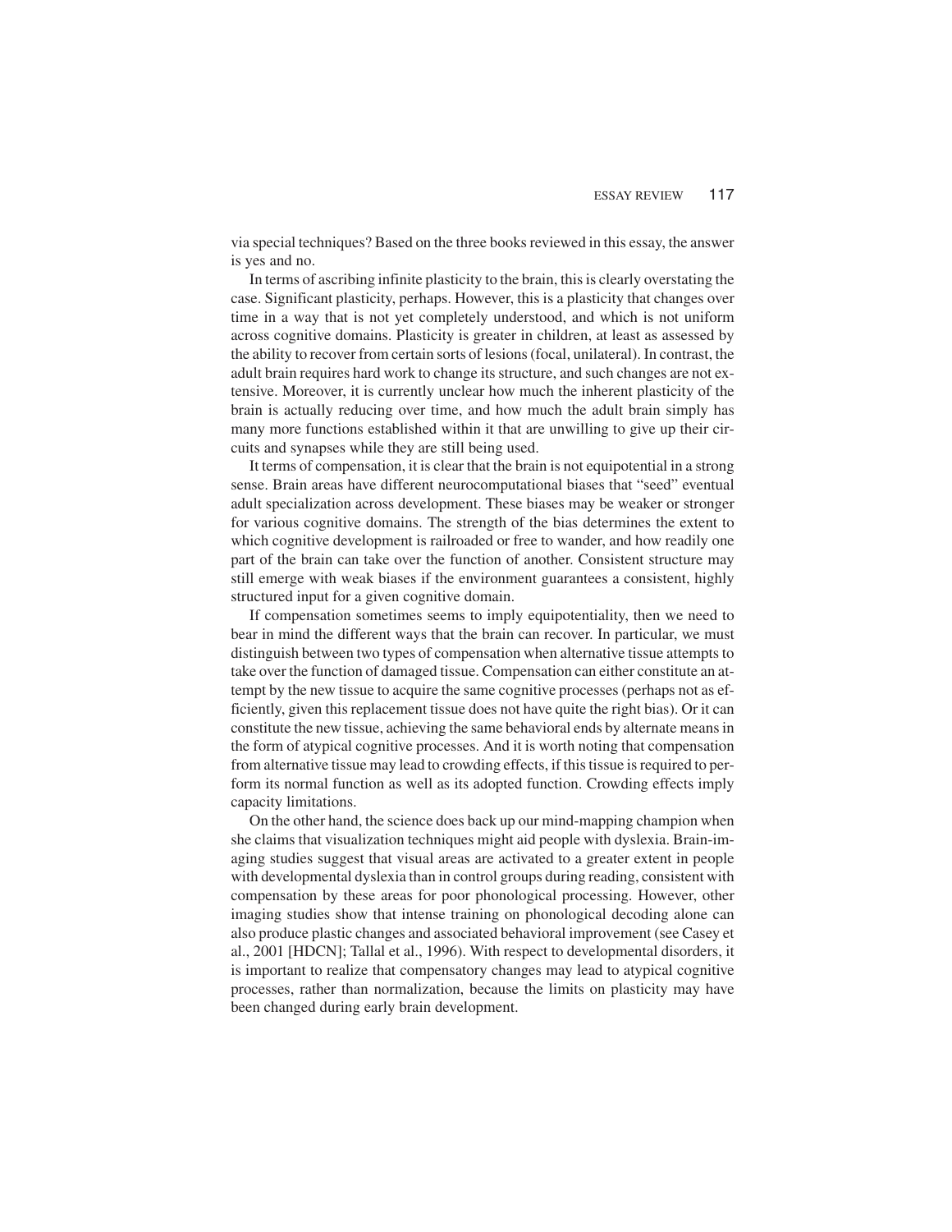via special techniques? Based on the three books reviewed in this essay, the answer is yes and no.

In terms of ascribing infinite plasticity to the brain, this is clearly overstating the case. Significant plasticity, perhaps. However, this is a plasticity that changes over time in a way that is not yet completely understood, and which is not uniform across cognitive domains. Plasticity is greater in children, at least as assessed by the ability to recover from certain sorts of lesions (focal, unilateral). In contrast, the adult brain requires hard work to change its structure, and such changes are not extensive. Moreover, it is currently unclear how much the inherent plasticity of the brain is actually reducing over time, and how much the adult brain simply has many more functions established within it that are unwilling to give up their circuits and synapses while they are still being used.

It terms of compensation, it is clear that the brain is not equipotential in a strong sense. Brain areas have different neurocomputational biases that "seed" eventual adult specialization across development. These biases may be weaker or stronger for various cognitive domains. The strength of the bias determines the extent to which cognitive development is railroaded or free to wander, and how readily one part of the brain can take over the function of another. Consistent structure may still emerge with weak biases if the environment guarantees a consistent, highly structured input for a given cognitive domain.

If compensation sometimes seems to imply equipotentiality, then we need to bear in mind the different ways that the brain can recover. In particular, we must distinguish between two types of compensation when alternative tissue attempts to take over the function of damaged tissue. Compensation can either constitute an attempt by the new tissue to acquire the same cognitive processes (perhaps not as efficiently, given this replacement tissue does not have quite the right bias). Or it can constitute the new tissue, achieving the same behavioral ends by alternate means in the form of atypical cognitive processes. And it is worth noting that compensation from alternative tissue may lead to crowding effects, if this tissue is required to perform its normal function as well as its adopted function. Crowding effects imply capacity limitations.

On the other hand, the science does back up our mind-mapping champion when she claims that visualization techniques might aid people with dyslexia. Brain-imaging studies suggest that visual areas are activated to a greater extent in people with developmental dyslexia than in control groups during reading, consistent with compensation by these areas for poor phonological processing. However, other imaging studies show that intense training on phonological decoding alone can also produce plastic changes and associated behavioral improvement (see Casey et al., 2001 [HDCN]; Tallal et al., 1996). With respect to developmental disorders, it is important to realize that compensatory changes may lead to atypical cognitive processes, rather than normalization, because the limits on plasticity may have been changed during early brain development.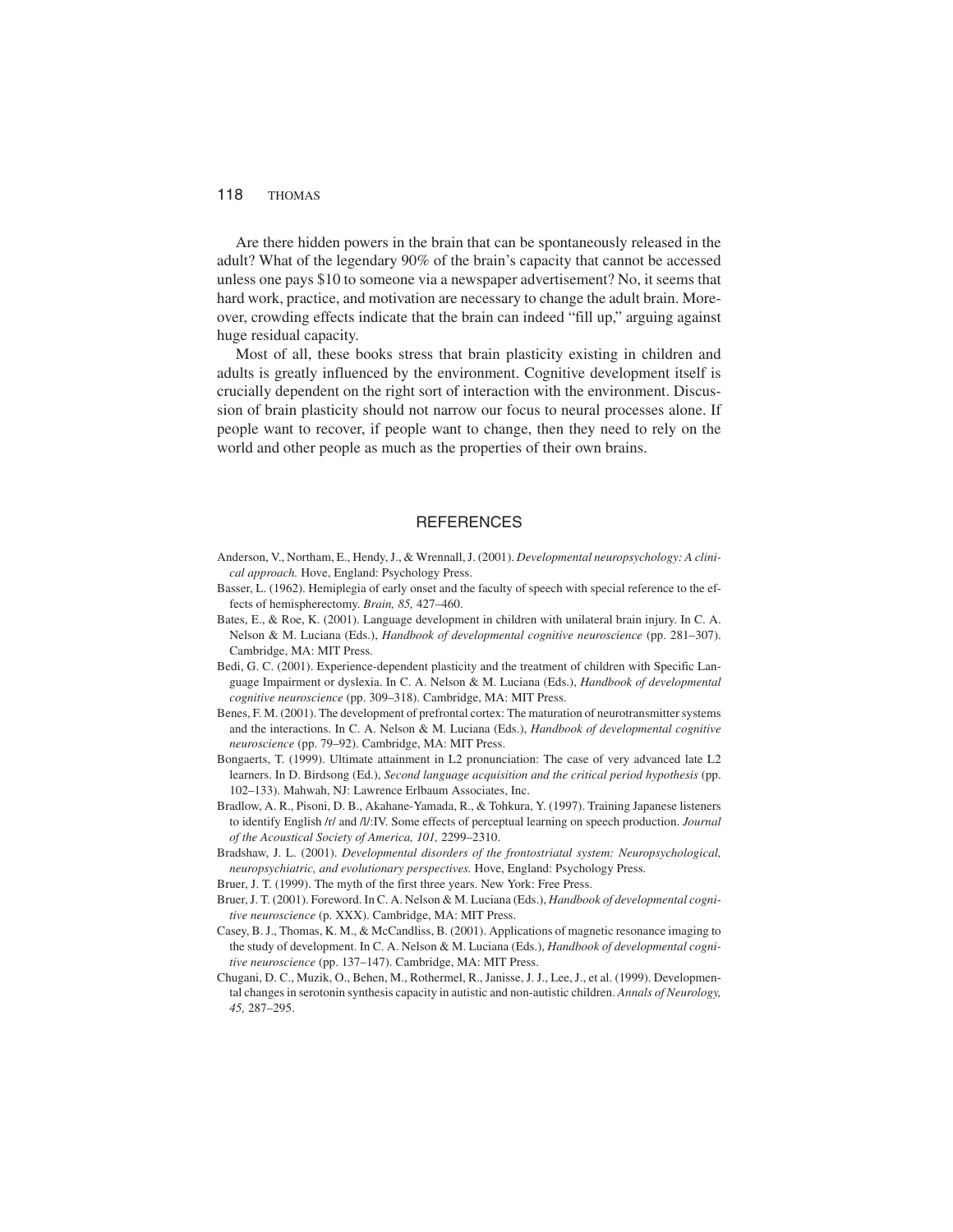Are there hidden powers in the brain that can be spontaneously released in the adult? What of the legendary 90% of the brain's capacity that cannot be accessed unless one pays $10 to someone via a newspaper advertisement? No, it seems that hard work, practice, and motivation are necessary to change the adult brain. Moreover, crowding effects indicate that the brain can indeed "fill up," arguing against huge residual capacity.

Most of all, these books stress that brain plasticity existing in children and adults is greatly influenced by the environment. Cognitive development itself is crucially dependent on the right sort of interaction with the environment. Discussion of brain plasticity should not narrow our focus to neural processes alone. If people want to recover, if people want to change, then they need to rely on the world and other people as much as the properties of their own brains.

## REFERENCES

Anderson, V., Northam, E., Hendy, J., & Wrennall, J. (2001). *Developmental neuropsychology: A clinical approach.* Hove, England: Psychology Press.

Basser, L. (1962). Hemiplegia of early onset and the faculty of speech with special reference to the effects of hemispherectomy. *Brain, 85,* 427–460.

Bates, E., & Roe, K. (2001). Language development in children with unilateral brain injury. In C. A. Nelson & M. Luciana (Eds.), *Handbook of developmental cognitive neuroscience* (pp. 281–307). Cambridge, MA: MIT Press.

Bedi, G. C. (2001). Experience-dependent plasticity and the treatment of children with Specific Language Impairment or dyslexia. In C. A. Nelson & M. Luciana (Eds.), *Handbook of developmental cognitive neuroscience* (pp. 309–318). Cambridge, MA: MIT Press.

Benes, F. M. (2001). The development of prefrontal cortex: The maturation of neurotransmitter systems and the interactions. In C. A. Nelson & M. Luciana (Eds.), *Handbook of developmental cognitive neuroscience* (pp. 79–92). Cambridge, MA: MIT Press.

Bongaerts, T. (1999). Ultimate attainment in L2 pronunciation: The case of very advanced late L2 learners. In D. Birdsong (Ed.), *Second language acquisition and the critical period hypothesis* (pp. 102–133). Mahwah, NJ: Lawrence Erlbaum Associates, Inc.

Bradlow, A. R., Pisoni, D. B., Akahane-Yamada, R., & Tohkura, Y. (1997). Training Japanese listeners to identify English /r/ and /l/:IV. Some effects of perceptual learning on speech production. *Journal of the Acoustical Society of America, 101,* 2299–2310.

Bradshaw, J. L. (2001). *Developmental disorders of the frontostriatal system: Neuropsychological, neuropsychiatric, and evolutionary perspectives.* Hove, England: Psychology Press.

Bruer, J. T. (1999). The myth of the first three years. New York: Free Press.

Bruer, J. T. (2001). Foreword. In C. A. Nelson & M. Luciana (Eds.), *Handbook of developmental cognitive neuroscience* (p. XXX). Cambridge, MA: MIT Press.

Casey, B. J., Thomas, K. M., & McCandliss, B. (2001). Applications of magnetic resonance imaging to the study of development. In C. A. Nelson & M. Luciana (Eds.), *Handbook of developmental cognitive neuroscience* (pp. 137–147). Cambridge, MA: MIT Press.

Chugani, D. C., Muzik, O., Behen, M., Rothermel, R., Janisse, J. J., Lee, J., et al. (1999). Developmental changes in serotonin synthesis capacity in autistic and non-autistic children. *Annals of Neurology, 45,* 287–295.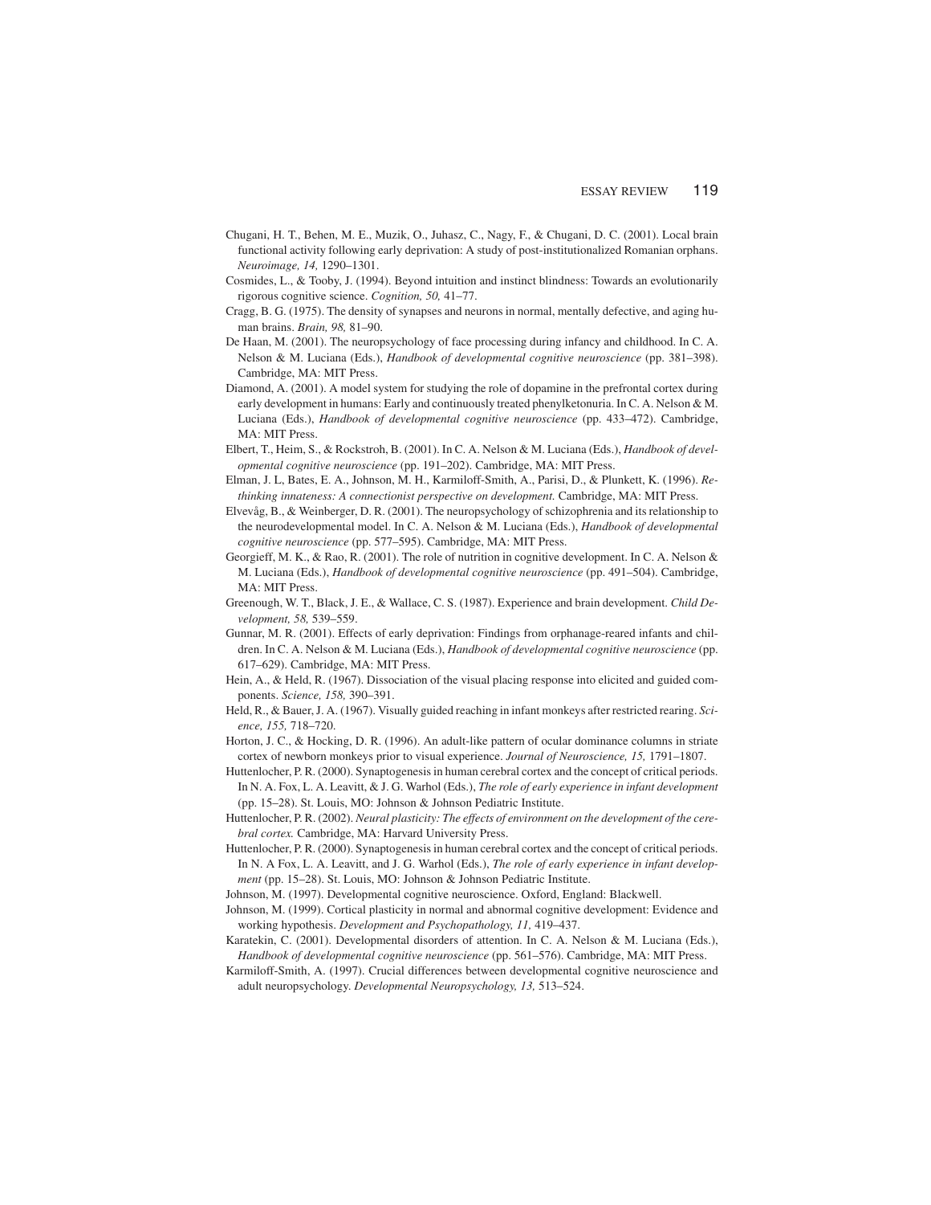Chugani, H. T., Behen, M. E., Muzik, O., Juhasz, C., Nagy, F., & Chugani, D. C. (2001). Local brain functional activity following early deprivation: A study of post-institutionalized Romanian orphans. *Neuroimage, 14,* 1290–1301.

Cosmides, L., & Tooby, J. (1994). Beyond intuition and instinct blindness: Towards an evolutionarily rigorous cognitive science. *Cognition, 50,* 41–77.

Cragg, B. G. (1975). The density of synapses and neurons in normal, mentally defective, and aging human brains. *Brain, 98,* 81–90.

De Haan, M. (2001). The neuropsychology of face processing during infancy and childhood. In C. A. Nelson & M. Luciana (Eds.), *Handbook of developmental cognitive neuroscience* (pp. 381–398). Cambridge, MA: MIT Press.

Diamond, A. (2001). A model system for studying the role of dopamine in the prefrontal cortex during early development in humans: Early and continuously treated phenylketonuria. In C. A. Nelson & M. Luciana (Eds.), *Handbook of developmental cognitive neuroscience* (pp. 433–472). Cambridge, MA: MIT Press.

Elbert, T., Heim, S., & Rockstroh, B. (2001). In C. A. Nelson & M. Luciana (Eds.), *Handbook of developmental cognitive neuroscience* (pp. 191–202). Cambridge, MA: MIT Press.

Elman, J. L, Bates, E. A., Johnson, M. H., Karmiloff-Smith, A., Parisi, D., & Plunkett, K. (1996). *Rethinking innateness: A connectionist perspective on development.* Cambridge, MA: MIT Press.

Elvevåg, B., & Weinberger, D. R. (2001). The neuropsychology of schizophrenia and its relationship to the neurodevelopmental model. In C. A. Nelson & M. Luciana (Eds.), *Handbook of developmental cognitive neuroscience* (pp. 577–595). Cambridge, MA: MIT Press.

Georgieff, M. K., & Rao, R. (2001). The role of nutrition in cognitive development. In C. A. Nelson & M. Luciana (Eds.), *Handbook of developmental cognitive neuroscience* (pp. 491–504). Cambridge, MA: MIT Press.

Greenough, W. T., Black, J. E., & Wallace, C. S. (1987). Experience and brain development. *Child Development, 58,* 539–559.

Gunnar, M. R. (2001). Effects of early deprivation: Findings from orphanage-reared infants and children. In C. A. Nelson & M. Luciana (Eds.), *Handbook of developmental cognitive neuroscience* (pp. 617–629). Cambridge, MA: MIT Press.

Hein, A., & Held, R. (1967). Dissociation of the visual placing response into elicited and guided components. *Science, 158,* 390–391.

Held, R., & Bauer, J. A. (1967). Visually guided reaching in infant monkeys after restricted rearing. *Science, 155,* 718–720.

Horton, J. C., & Hocking, D. R. (1996). An adult-like pattern of ocular dominance columns in striate cortex of newborn monkeys prior to visual experience. *Journal of Neuroscience, 15,* 1791–1807.

Huttenlocher, P. R. (2000). Synaptogenesis in human cerebral cortex and the concept of critical periods. In N. A. Fox, L. A. Leavitt, & J. G. Warhol (Eds.), *The role of early experience in infant development* (pp. 15–28). St. Louis, MO: Johnson & Johnson Pediatric Institute.

Huttenlocher, P. R. (2002). *Neural plasticity: The effects of environment on the development of the cerebral cortex.* Cambridge, MA: Harvard University Press.

Huttenlocher, P. R. (2000). Synaptogenesis in human cerebral cortex and the concept of critical periods. In N. A Fox, L. A. Leavitt, and J. G. Warhol (Eds.), *The role of early experience in infant development* (pp. 15–28). St. Louis, MO: Johnson & Johnson Pediatric Institute.

Johnson, M. (1997). Developmental cognitive neuroscience. Oxford, England: Blackwell.

Johnson, M. (1999). Cortical plasticity in normal and abnormal cognitive development: Evidence and working hypothesis. *Development and Psychopathology, 11,* 419–437.

Karatekin, C. (2001). Developmental disorders of attention. In C. A. Nelson & M. Luciana (Eds.), *Handbook of developmental cognitive neuroscience* (pp. 561–576). Cambridge, MA: MIT Press.

Karmiloff-Smith, A. (1997). Crucial differences between developmental cognitive neuroscience and adult neuropsychology. *Developmental Neuropsychology, 13,* 513–524.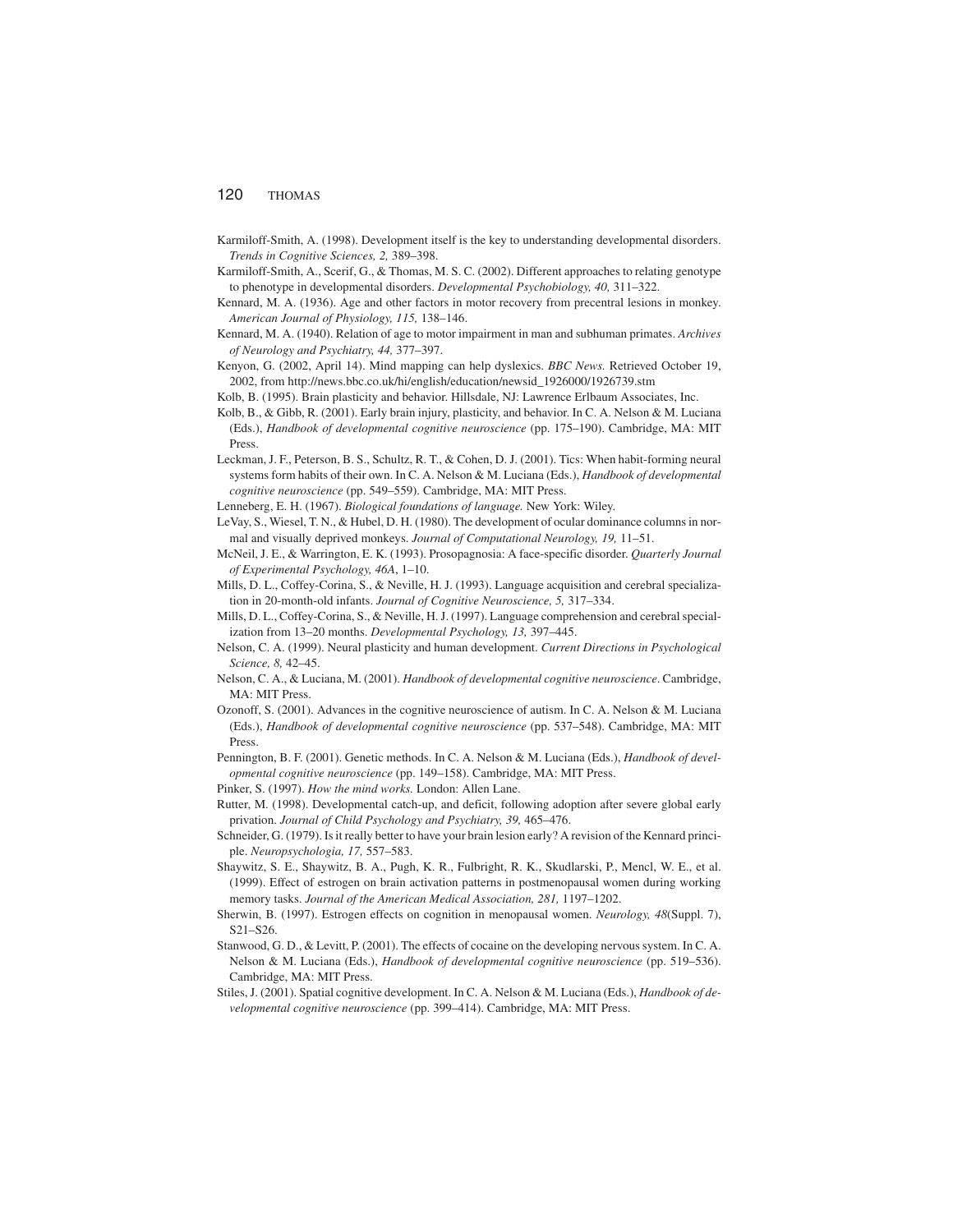Karmiloff-Smith, A. (1998). Development itself is the key to understanding developmental disorders. *Trends in Cognitive Sciences, 2,* 389–398.

Karmiloff-Smith, A., Scerif, G., & Thomas, M. S. C. (2002). Different approaches to relating genotype to phenotype in developmental disorders. *Developmental Psychobiology, 40,* 311–322.

Kennard, M. A. (1936). Age and other factors in motor recovery from precentral lesions in monkey. *American Journal of Physiology, 115,* 138–146.

Kennard, M. A. (1940). Relation of age to motor impairment in man and subhuman primates. *Archives of Neurology and Psychiatry, 44,* 377–397.

Kenyon, G. (2002, April 14). Mind mapping can help dyslexics. *BBC News.* Retrieved October 19, 2002, from http://news.bbc.co.uk/hi/english/education/newsid_1926000/1926739.stm

Kolb, B. (1995). Brain plasticity and behavior. Hillsdale, NJ: Lawrence Erlbaum Associates, Inc.

Kolb, B., & Gibb, R. (2001). Early brain injury, plasticity, and behavior. In C. A. Nelson & M. Luciana (Eds.), *Handbook of developmental cognitive neuroscience* (pp. 175–190). Cambridge, MA: MIT Press.

Leckman, J. F., Peterson, B. S., Schultz, R. T., & Cohen, D. J. (2001). Tics: When habit-forming neural systems form habits of their own. In C. A. Nelson & M. Luciana (Eds.), *Handbook of developmental cognitive neuroscience* (pp. 549–559). Cambridge, MA: MIT Press.

Lenneberg, E. H. (1967). *Biological foundations of language.* New York: Wiley.

LeVay, S., Wiesel, T. N., & Hubel, D. H. (1980). The development of ocular dominance columns in normal and visually deprived monkeys. *Journal of Computational Neurology, 19,* 11–51.

McNeil, J. E., & Warrington, E. K. (1993). Prosopagnosia: A face-specific disorder. *Quarterly Journal of Experimental Psychology, 46A*, 1–10.

Mills, D. L., Coffey-Corina, S., & Neville, H. J. (1993). Language acquisition and cerebral specialization in 20-month-old infants. *Journal of Cognitive Neuroscience, 5,* 317–334.

Mills, D. L., Coffey-Corina, S., & Neville, H. J. (1997). Language comprehension and cerebral specialization from 13–20 months. *Developmental Psychology, 13,* 397–445.

Nelson, C. A. (1999). Neural plasticity and human development. *Current Directions in Psychological Science, 8,* 42–45.

Nelson, C. A., & Luciana, M. (2001). *Handbook of developmental cognitive neuroscience*. Cambridge, MA: MIT Press.

Ozonoff, S. (2001). Advances in the cognitive neuroscience of autism. In C. A. Nelson & M. Luciana (Eds.), *Handbook of developmental cognitive neuroscience* (pp. 537–548). Cambridge, MA: MIT Press.

Pennington, B. F. (2001). Genetic methods. In C. A. Nelson & M. Luciana (Eds.), *Handbook of developmental cognitive neuroscience* (pp. 149–158). Cambridge, MA: MIT Press.

Pinker, S. (1997). *How the mind works.* London: Allen Lane.

Rutter, M. (1998). Developmental catch-up, and deficit, following adoption after severe global early privation. *Journal of Child Psychology and Psychiatry, 39,* 465–476.

Schneider, G. (1979). Is it really better to have your brain lesion early? A revision of the Kennard principle. *Neuropsychologia, 17,* 557–583.

Shaywitz, S. E., Shaywitz, B. A., Pugh, K. R., Fulbright, R. K., Skudlarski, P., Mencl, W. E., et al. (1999). Effect of estrogen on brain activation patterns in postmenopausal women during working memory tasks. *Journal of the American Medical Association, 281,* 1197–1202.

Sherwin, B. (1997). Estrogen effects on cognition in menopausal women. *Neurology, 48*(Suppl. 7), S21–S26.

Stanwood, G. D., & Levitt, P. (2001). The effects of cocaine on the developing nervous system. In C. A. Nelson & M. Luciana (Eds.), *Handbook of developmental cognitive neuroscience* (pp. 519–536). Cambridge, MA: MIT Press.

Stiles, J. (2001). Spatial cognitive development. In C. A. Nelson & M. Luciana (Eds.), *Handbook of developmental cognitive neuroscience* (pp. 399–414). Cambridge, MA: MIT Press.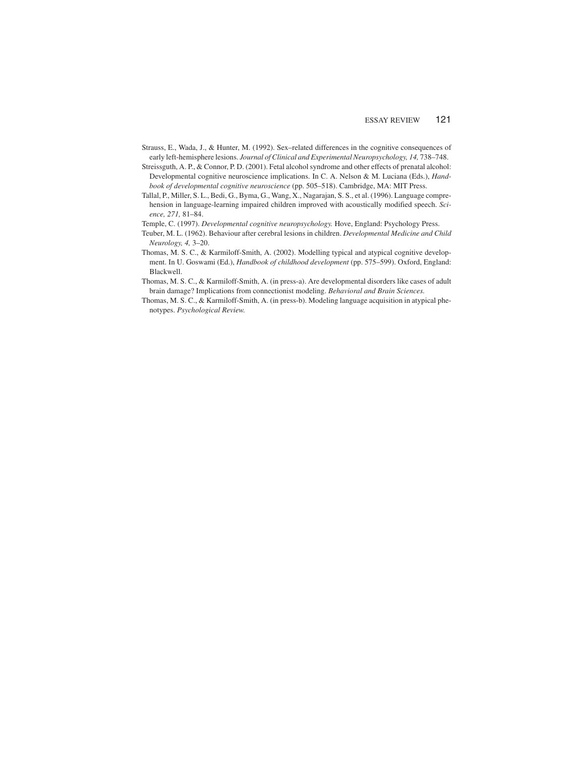Strauss, E., Wada, J., & Hunter, M. (1992). Sex–related differences in the cognitive consequences of early left-hemisphere lesions. *Journal of Clinical and Experimental Neuropsychology, 14,* 738–748.

Streissguth, A. P., & Connor, P. D. (2001). Fetal alcohol syndrome and other effects of prenatal alcohol: Developmental cognitive neuroscience implications. In C. A. Nelson & M. Luciana (Eds.), *Handbook of developmental cognitive neuroscience* (pp. 505–518). Cambridge, MA: MIT Press.

Tallal, P., Miller, S. L., Bedi, G., Byma, G., Wang, X., Nagarajan, S. S., et al. (1996). Language comprehension in language-learning impaired children improved with acoustically modified speech. *Science, 271,* 81–84.

Temple, C. (1997). *Developmental cognitive neuropsychology.* Hove, England: Psychology Press.

Teuber, M. L. (1962). Behaviour after cerebral lesions in children. *Developmental Medicine and Child Neurology, 4,* 3–20.

Thomas, M. S. C., & Karmiloff-Smith, A. (2002). Modelling typical and atypical cognitive development. In U. Goswami (Ed.), *Handbook of childhood development* (pp. 575–599). Oxford, England: Blackwell.

Thomas, M. S. C., & Karmiloff-Smith, A. (in press-a). Are developmental disorders like cases of adult brain damage? Implications from connectionist modeling. *Behavioral and Brain Sciences.*

Thomas, M. S. C., & Karmiloff-Smith, A. (in press-b). Modeling language acquisition in atypical phenotypes. *Psychological Review.*